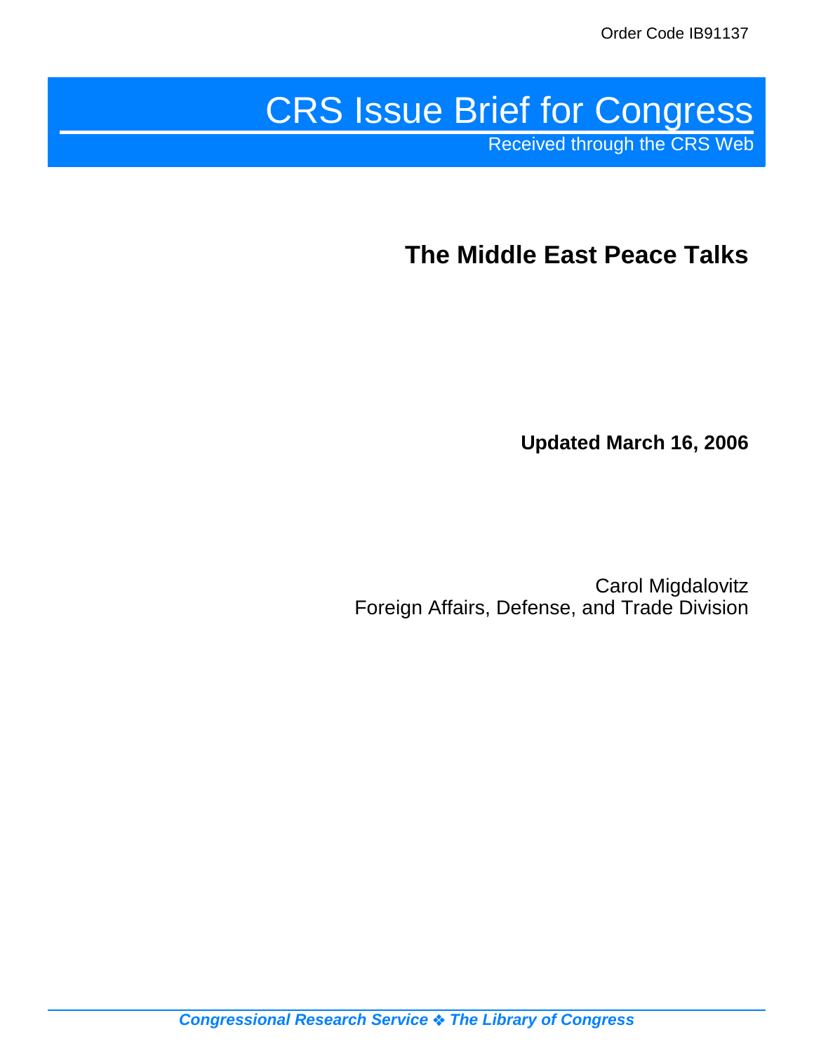Order Code IB91137

# CRS Issue Brief for Congress

Received through the CRS Web

## The Middle East Peace Talks

**Updated March 16, 2006**

Carol Migdalovitz
Foreign Affairs, Defense, and Trade Division

*Congressional Research Service ❖ The Library of Congress*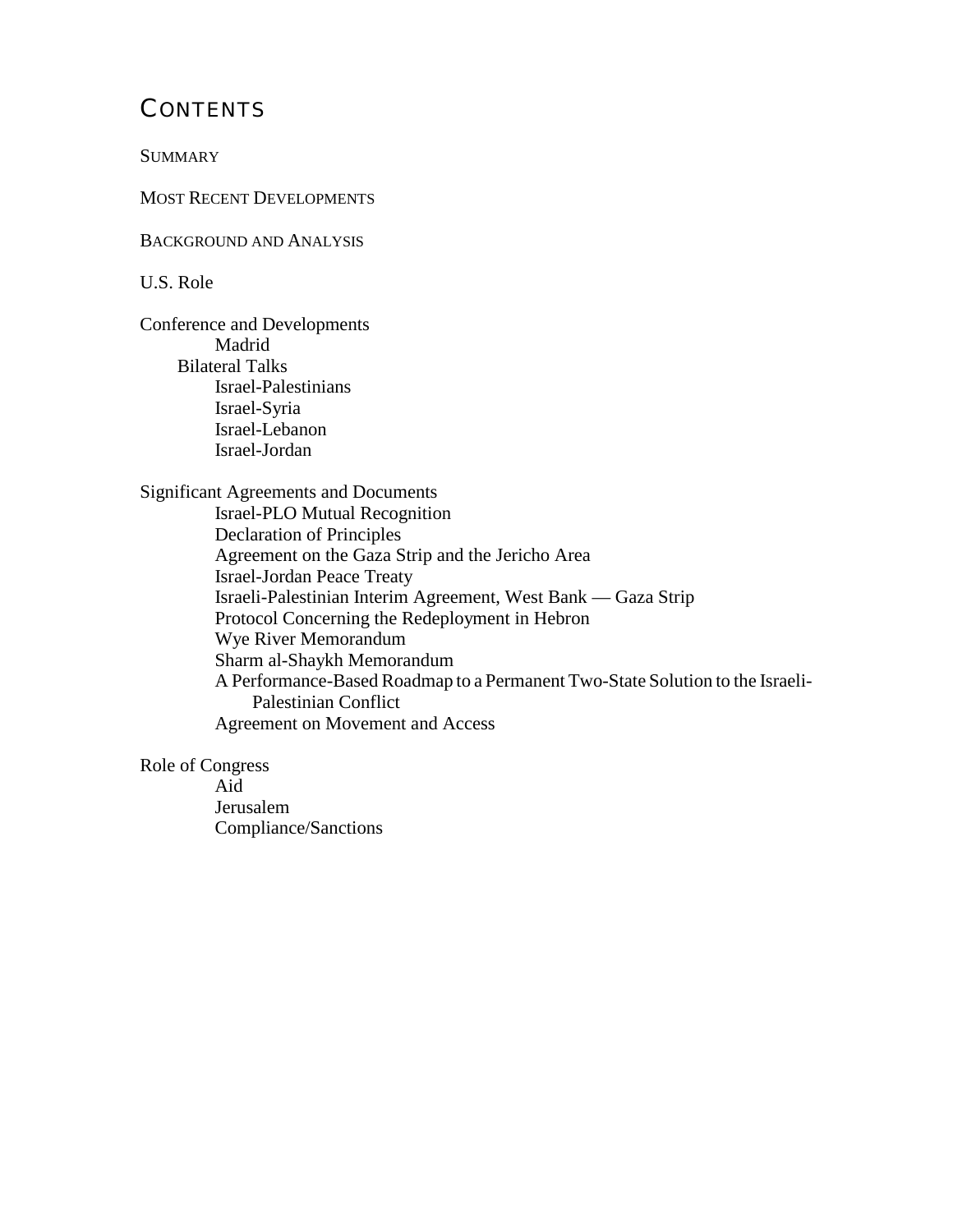# CONTENTS

SUMMARY

MOST RECENT DEVELOPMENTS

BACKGROUND AND ANALYSIS

U.S. Role

Conference and Developments
- Madrid
- Bilateral Talks
  - Israel-Palestinians
  - Israel-Syria
  - Israel-Lebanon
  - Israel-Jordan

Significant Agreements and Documents
- Israel-PLO Mutual Recognition
- Declaration of Principles
- Agreement on the Gaza Strip and the Jericho Area
- Israel-Jordan Peace Treaty
- Israeli-Palestinian Interim Agreement, West Bank — Gaza Strip
- Protocol Concerning the Redeployment in Hebron
- Wye River Memorandum
- Sharm al-Shaykh Memorandum
- A Performance-Based Roadmap to a Permanent Two-State Solution to the Israeli-Palestinian Conflict
- Agreement on Movement and Access

Role of Congress
- Aid
- Jerusalem
- Compliance/Sanctions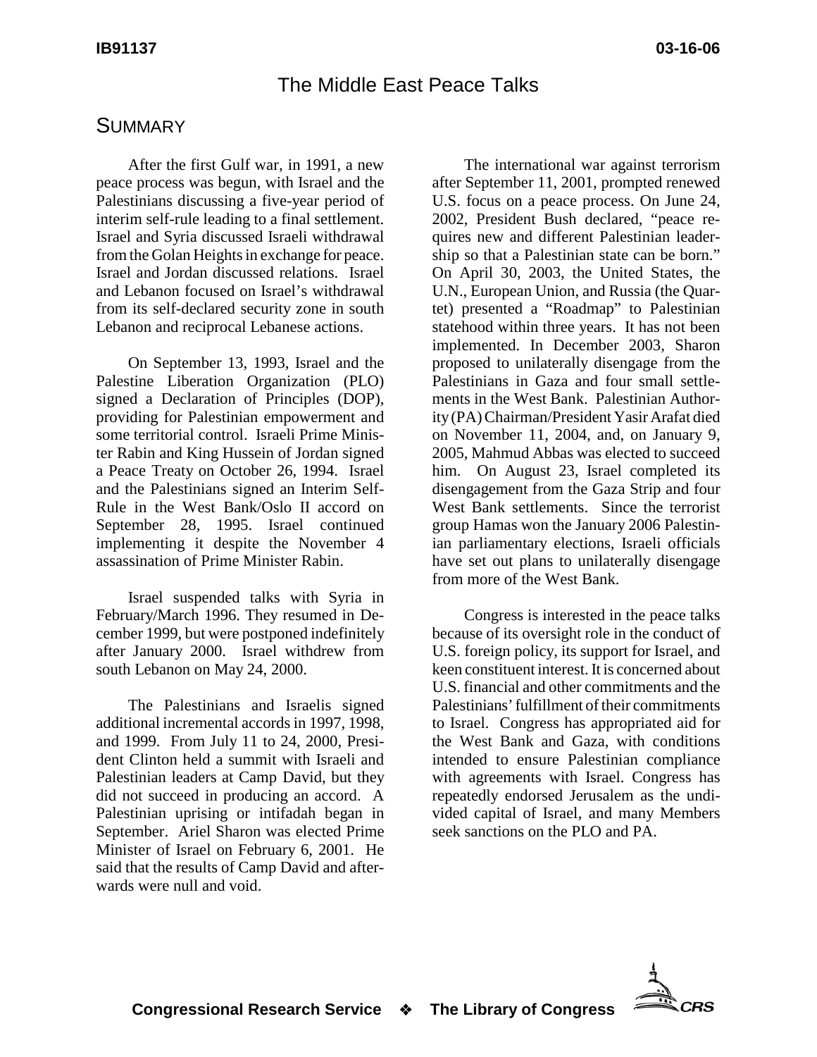# The Middle East Peace Talks

## SUMMARY

After the first Gulf war, in 1991, a new peace process was begun, with Israel and the Palestinians discussing a five-year period of interim self-rule leading to a final settlement. Israel and Syria discussed Israeli withdrawal from the Golan Heights in exchange for peace. Israel and Jordan discussed relations. Israel and Lebanon focused on Israel's withdrawal from its self-declared security zone in south Lebanon and reciprocal Lebanese actions.

On September 13, 1993, Israel and the Palestine Liberation Organization (PLO) signed a Declaration of Principles (DOP), providing for Palestinian empowerment and some territorial control. Israeli Prime Minister Rabin and King Hussein of Jordan signed a Peace Treaty on October 26, 1994. Israel and the Palestinians signed an Interim Self-Rule in the West Bank/Oslo II accord on September 28, 1995. Israel continued implementing it despite the November 4 assassination of Prime Minister Rabin.

Israel suspended talks with Syria in February/March 1996. They resumed in December 1999, but were postponed indefinitely after January 2000. Israel withdrew from south Lebanon on May 24, 2000.

The Palestinians and Israelis signed additional incremental accords in 1997, 1998, and 1999. From July 11 to 24, 2000, President Clinton held a summit with Israeli and Palestinian leaders at Camp David, but they did not succeed in producing an accord. A Palestinian uprising or intifadah began in September. Ariel Sharon was elected Prime Minister of Israel on February 6, 2001. He said that the results of Camp David and afterwards were null and void.

The international war against terrorism after September 11, 2001, prompted renewed U.S. focus on a peace process. On June 24, 2002, President Bush declared, "peace requires new and different Palestinian leadership so that a Palestinian state can be born." On April 30, 2003, the United States, the U.N., European Union, and Russia (the Quartet) presented a "Roadmap" to Palestinian statehood within three years. It has not been implemented. In December 2003, Sharon proposed to unilaterally disengage from the Palestinians in Gaza and four small settlements in the West Bank. Palestinian Authority (PA) Chairman/President Yasir Arafat died on November 11, 2004, and, on January 9, 2005, Mahmud Abbas was elected to succeed him. On August 23, Israel completed its disengagement from the Gaza Strip and four West Bank settlements. Since the terrorist group Hamas won the January 2006 Palestinian parliamentary elections, Israeli officials have set out plans to unilaterally disengage from more of the West Bank.

Congress is interested in the peace talks because of its oversight role in the conduct of U.S. foreign policy, its support for Israel, and keen constituent interest. It is concerned about U.S. financial and other commitments and the Palestinians' fulfillment of their commitments to Israel. Congress has appropriated aid for the West Bank and Gaza, with conditions intended to ensure Palestinian compliance with agreements with Israel. Congress has repeatedly endorsed Jerusalem as the undivided capital of Israel, and many Members seek sanctions on the PLO and PA.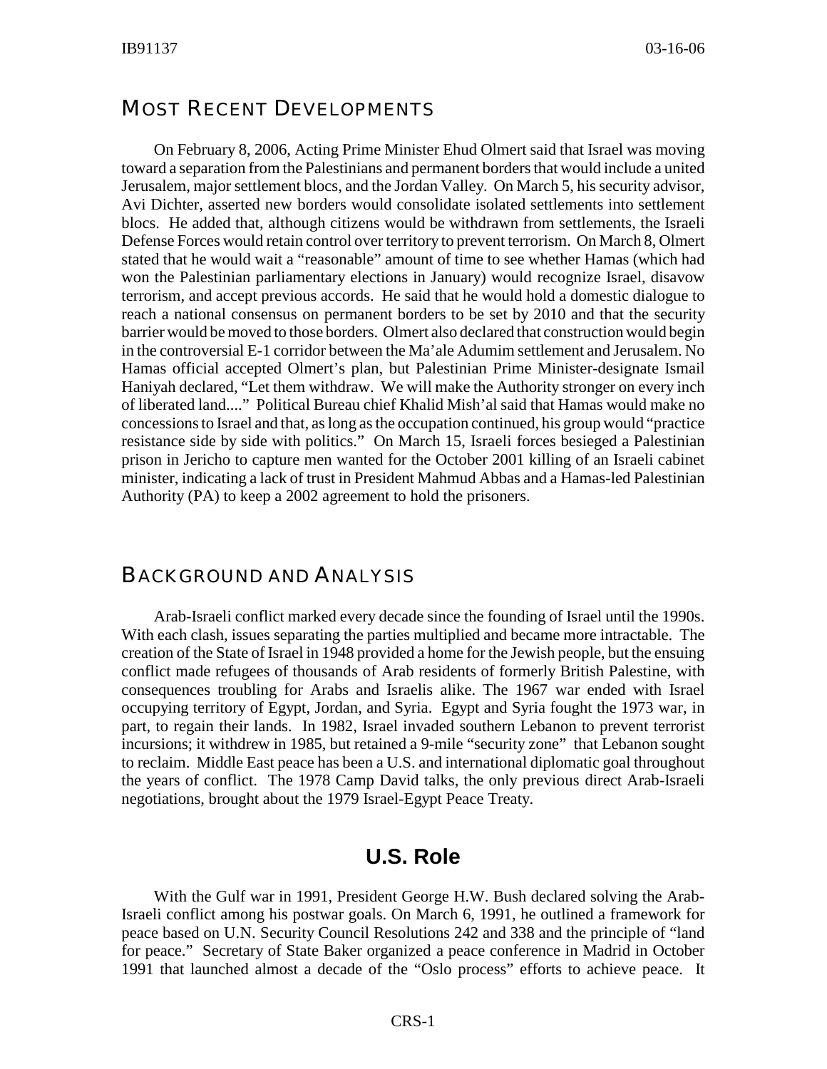## Most Recent Developments

On February 8, 2006, Acting Prime Minister Ehud Olmert said that Israel was moving toward a separation from the Palestinians and permanent borders that would include a united Jerusalem, major settlement blocs, and the Jordan Valley. On March 5, his security advisor, Avi Dichter, asserted new borders would consolidate isolated settlements into settlement blocs. He added that, although citizens would be withdrawn from settlements, the Israeli Defense Forces would retain control over territory to prevent terrorism. On March 8, Olmert stated that he would wait a "reasonable" amount of time to see whether Hamas (which had won the Palestinian parliamentary elections in January) would recognize Israel, disavow terrorism, and accept previous accords. He said that he would hold a domestic dialogue to reach a national consensus on permanent borders to be set by 2010 and that the security barrier would be moved to those borders. Olmert also declared that construction would begin in the controversial E-1 corridor between the Ma'ale Adumim settlement and Jerusalem. No Hamas official accepted Olmert's plan, but Palestinian Prime Minister-designate Ismail Haniyah declared, "Let them withdraw. We will make the Authority stronger on every inch of liberated land...." Political Bureau chief Khalid Mish'al said that Hamas would make no concessions to Israel and that, as long as the occupation continued, his group would "practice resistance side by side with politics." On March 15, Israeli forces besieged a Palestinian prison in Jericho to capture men wanted for the October 2001 killing of an Israeli cabinet minister, indicating a lack of trust in President Mahmud Abbas and a Hamas-led Palestinian Authority (PA) to keep a 2002 agreement to hold the prisoners.

## Background and Analysis

Arab-Israeli conflict marked every decade since the founding of Israel until the 1990s. With each clash, issues separating the parties multiplied and became more intractable. The creation of the State of Israel in 1948 provided a home for the Jewish people, but the ensuing conflict made refugees of thousands of Arab residents of formerly British Palestine, with consequences troubling for Arabs and Israelis alike. The 1967 war ended with Israel occupying territory of Egypt, Jordan, and Syria. Egypt and Syria fought the 1973 war, in part, to regain their lands. In 1982, Israel invaded southern Lebanon to prevent terrorist incursions; it withdrew in 1985, but retained a 9-mile "security zone" that Lebanon sought to reclaim. Middle East peace has been a U.S. and international diplomatic goal throughout the years of conflict. The 1978 Camp David talks, the only previous direct Arab-Israeli negotiations, brought about the 1979 Israel-Egypt Peace Treaty.

### U.S. Role

With the Gulf war in 1991, President George H.W. Bush declared solving the Arab-Israeli conflict among his postwar goals. On March 6, 1991, he outlined a framework for peace based on U.N. Security Council Resolutions 242 and 338 and the principle of "land for peace." Secretary of State Baker organized a peace conference in Madrid in October 1991 that launched almost a decade of the "Oslo process" efforts to achieve peace. It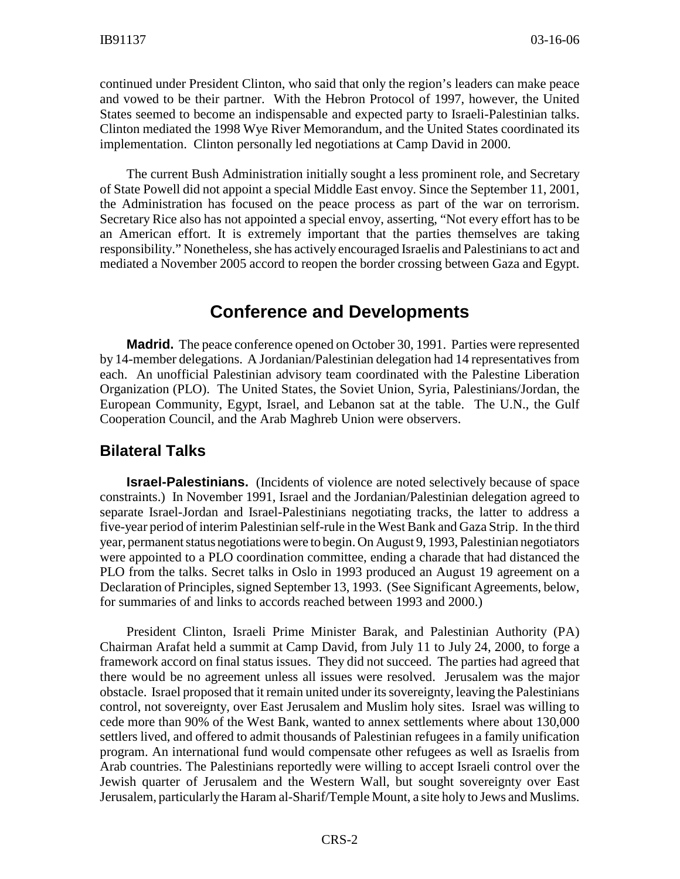continued under President Clinton, who said that only the region's leaders can make peace and vowed to be their partner. With the Hebron Protocol of 1997, however, the United States seemed to become an indispensable and expected party to Israeli-Palestinian talks. Clinton mediated the 1998 Wye River Memorandum, and the United States coordinated its implementation. Clinton personally led negotiations at Camp David in 2000.

The current Bush Administration initially sought a less prominent role, and Secretary of State Powell did not appoint a special Middle East envoy. Since the September 11, 2001, the Administration has focused on the peace process as part of the war on terrorism. Secretary Rice also has not appointed a special envoy, asserting, "Not every effort has to be an American effort. It is extremely important that the parties themselves are taking responsibility." Nonetheless, she has actively encouraged Israelis and Palestinians to act and mediated a November 2005 accord to reopen the border crossing between Gaza and Egypt.

# Conference and Developments

**Madrid.** The peace conference opened on October 30, 1991. Parties were represented by 14-member delegations. A Jordanian/Palestinian delegation had 14 representatives from each. An unofficial Palestinian advisory team coordinated with the Palestine Liberation Organization (PLO). The United States, the Soviet Union, Syria, Palestinians/Jordan, the European Community, Egypt, Israel, and Lebanon sat at the table. The U.N., the Gulf Cooperation Council, and the Arab Maghreb Union were observers.

## Bilateral Talks

**Israel-Palestinians.** (Incidents of violence are noted selectively because of space constraints.) In November 1991, Israel and the Jordanian/Palestinian delegation agreed to separate Israel-Jordan and Israel-Palestinians negotiating tracks, the latter to address a five-year period of interim Palestinian self-rule in the West Bank and Gaza Strip. In the third year, permanent status negotiations were to begin. On August 9, 1993, Palestinian negotiators were appointed to a PLO coordination committee, ending a charade that had distanced the PLO from the talks. Secret talks in Oslo in 1993 produced an August 19 agreement on a Declaration of Principles, signed September 13, 1993. (See Significant Agreements, below, for summaries of and links to accords reached between 1993 and 2000.)

President Clinton, Israeli Prime Minister Barak, and Palestinian Authority (PA) Chairman Arafat held a summit at Camp David, from July 11 to July 24, 2000, to forge a framework accord on final status issues. They did not succeed. The parties had agreed that there would be no agreement unless all issues were resolved. Jerusalem was the major obstacle. Israel proposed that it remain united under its sovereignty, leaving the Palestinians control, not sovereignty, over East Jerusalem and Muslim holy sites. Israel was willing to cede more than 90% of the West Bank, wanted to annex settlements where about 130,000 settlers lived, and offered to admit thousands of Palestinian refugees in a family unification program. An international fund would compensate other refugees as well as Israelis from Arab countries. The Palestinians reportedly were willing to accept Israeli control over the Jewish quarter of Jerusalem and the Western Wall, but sought sovereignty over East Jerusalem, particularly the Haram al-Sharif/Temple Mount, a site holy to Jews and Muslims.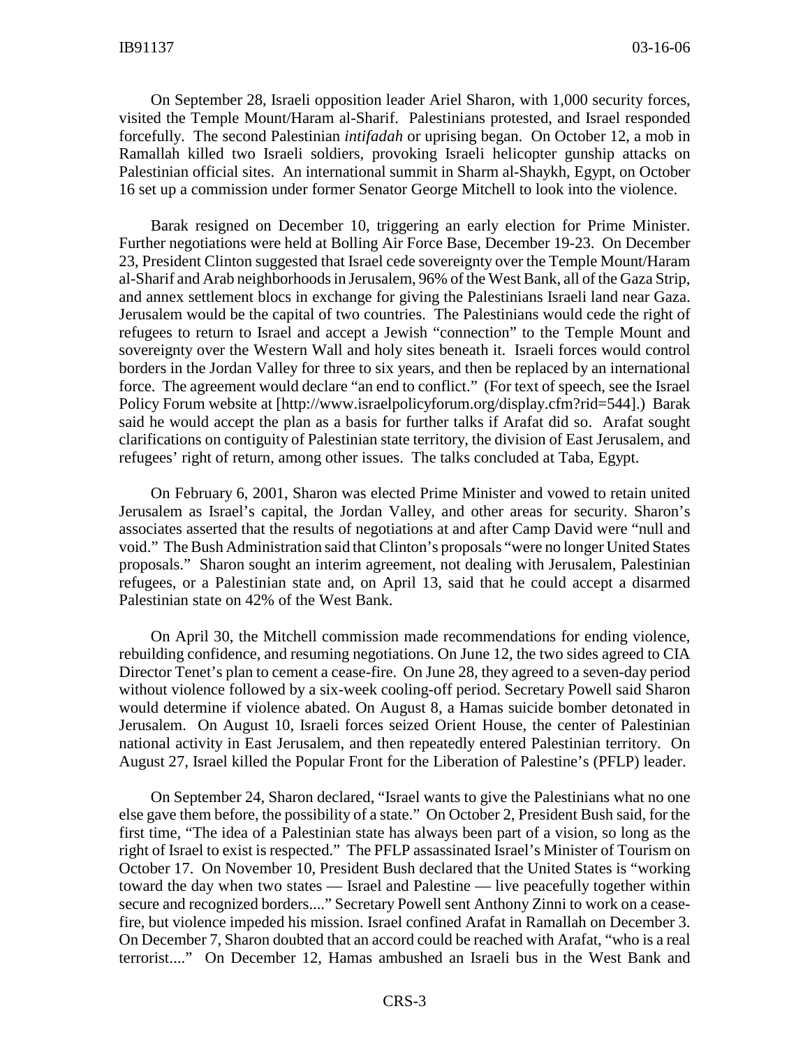On September 28, Israeli opposition leader Ariel Sharon, with 1,000 security forces, visited the Temple Mount/Haram al-Sharif. Palestinians protested, and Israel responded forcefully. The second Palestinian *intifadah* or uprising began. On October 12, a mob in Ramallah killed two Israeli soldiers, provoking Israeli helicopter gunship attacks on Palestinian official sites. An international summit in Sharm al-Shaykh, Egypt, on October 16 set up a commission under former Senator George Mitchell to look into the violence.

Barak resigned on December 10, triggering an early election for Prime Minister. Further negotiations were held at Bolling Air Force Base, December 19-23. On December 23, President Clinton suggested that Israel cede sovereignty over the Temple Mount/Haram al-Sharif and Arab neighborhoods in Jerusalem, 96% of the West Bank, all of the Gaza Strip, and annex settlement blocs in exchange for giving the Palestinians Israeli land near Gaza. Jerusalem would be the capital of two countries. The Palestinians would cede the right of refugees to return to Israel and accept a Jewish "connection" to the Temple Mount and sovereignty over the Western Wall and holy sites beneath it. Israeli forces would control borders in the Jordan Valley for three to six years, and then be replaced by an international force. The agreement would declare "an end to conflict." (For text of speech, see the Israel Policy Forum website at [http://www.israelpolicyforum.org/display.cfm?rid=544].) Barak said he would accept the plan as a basis for further talks if Arafat did so. Arafat sought clarifications on contiguity of Palestinian state territory, the division of East Jerusalem, and refugees' right of return, among other issues. The talks concluded at Taba, Egypt.

On February 6, 2001, Sharon was elected Prime Minister and vowed to retain united Jerusalem as Israel's capital, the Jordan Valley, and other areas for security. Sharon's associates asserted that the results of negotiations at and after Camp David were "null and void." The Bush Administration said that Clinton's proposals "were no longer United States proposals." Sharon sought an interim agreement, not dealing with Jerusalem, Palestinian refugees, or a Palestinian state and, on April 13, said that he could accept a disarmed Palestinian state on 42% of the West Bank.

On April 30, the Mitchell commission made recommendations for ending violence, rebuilding confidence, and resuming negotiations. On June 12, the two sides agreed to CIA Director Tenet's plan to cement a cease-fire. On June 28, they agreed to a seven-day period without violence followed by a six-week cooling-off period. Secretary Powell said Sharon would determine if violence abated. On August 8, a Hamas suicide bomber detonated in Jerusalem. On August 10, Israeli forces seized Orient House, the center of Palestinian national activity in East Jerusalem, and then repeatedly entered Palestinian territory. On August 27, Israel killed the Popular Front for the Liberation of Palestine's (PFLP) leader.

On September 24, Sharon declared, "Israel wants to give the Palestinians what no one else gave them before, the possibility of a state." On October 2, President Bush said, for the first time, "The idea of a Palestinian state has always been part of a vision, so long as the right of Israel to exist is respected." The PFLP assassinated Israel's Minister of Tourism on October 17. On November 10, President Bush declared that the United States is "working toward the day when two states — Israel and Palestine — live peacefully together within secure and recognized borders...." Secretary Powell sent Anthony Zinni to work on a cease-fire, but violence impeded his mission. Israel confined Arafat in Ramallah on December 3. On December 7, Sharon doubted that an accord could be reached with Arafat, "who is a real terrorist...." On December 12, Hamas ambushed an Israeli bus in the West Bank and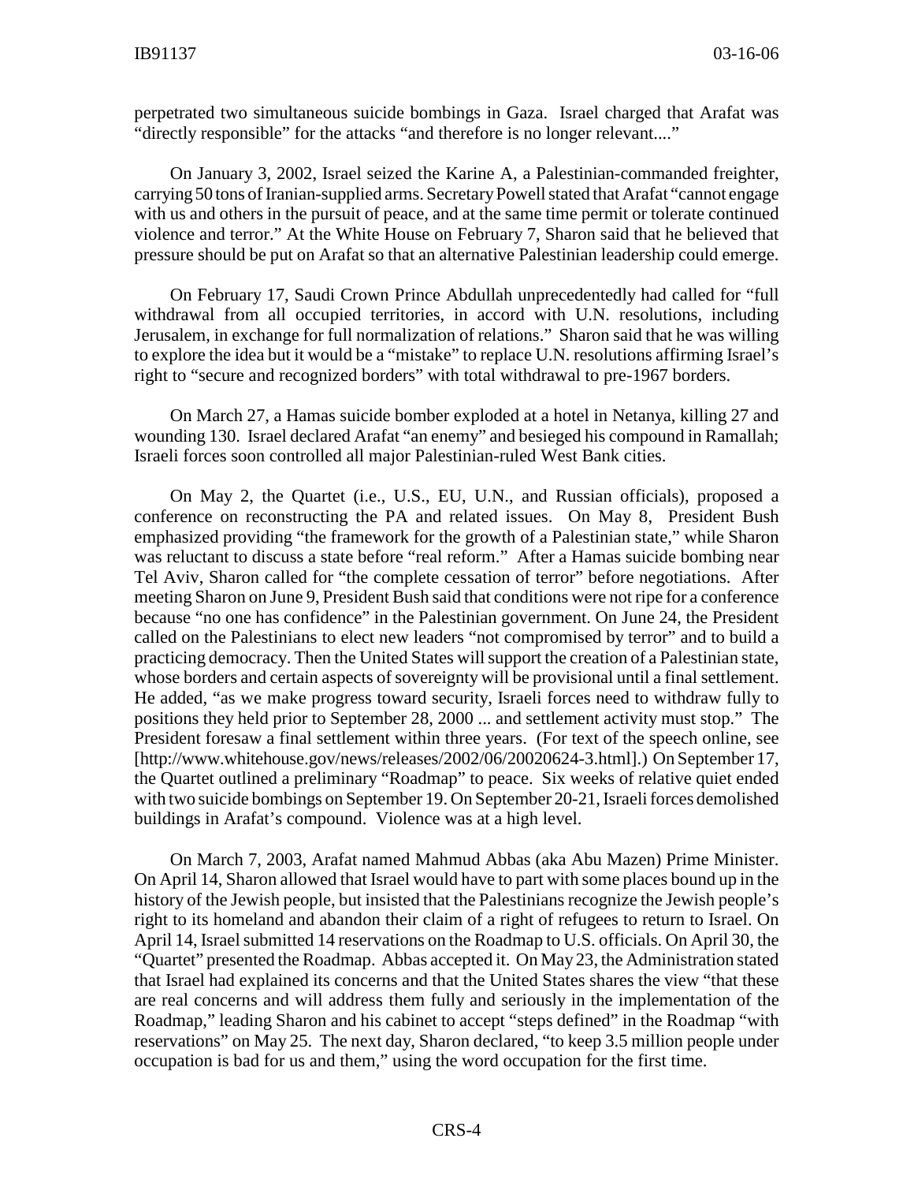perpetrated two simultaneous suicide bombings in Gaza. Israel charged that Arafat was "directly responsible" for the attacks "and therefore is no longer relevant...."

On January 3, 2002, Israel seized the Karine A, a Palestinian-commanded freighter, carrying 50 tons of Iranian-supplied arms. Secretary Powell stated that Arafat "cannot engage with us and others in the pursuit of peace, and at the same time permit or tolerate continued violence and terror." At the White House on February 7, Sharon said that he believed that pressure should be put on Arafat so that an alternative Palestinian leadership could emerge.

On February 17, Saudi Crown Prince Abdullah unprecedentedly had called for "full withdrawal from all occupied territories, in accord with U.N. resolutions, including Jerusalem, in exchange for full normalization of relations." Sharon said that he was willing to explore the idea but it would be a "mistake" to replace U.N. resolutions affirming Israel's right to "secure and recognized borders" with total withdrawal to pre-1967 borders.

On March 27, a Hamas suicide bomber exploded at a hotel in Netanya, killing 27 and wounding 130. Israel declared Arafat "an enemy" and besieged his compound in Ramallah; Israeli forces soon controlled all major Palestinian-ruled West Bank cities.

On May 2, the Quartet (i.e., U.S., EU, U.N., and Russian officials), proposed a conference on reconstructing the PA and related issues. On May 8, President Bush emphasized providing "the framework for the growth of a Palestinian state," while Sharon was reluctant to discuss a state before "real reform." After a Hamas suicide bombing near Tel Aviv, Sharon called for "the complete cessation of terror" before negotiations. After meeting Sharon on June 9, President Bush said that conditions were not ripe for a conference because "no one has confidence" in the Palestinian government. On June 24, the President called on the Palestinians to elect new leaders "not compromised by terror" and to build a practicing democracy. Then the United States will support the creation of a Palestinian state, whose borders and certain aspects of sovereignty will be provisional until a final settlement. He added, "as we make progress toward security, Israeli forces need to withdraw fully to positions they held prior to September 28, 2000 ... and settlement activity must stop." The President foresaw a final settlement within three years. (For text of the speech online, see [http://www.whitehouse.gov/news/releases/2002/06/20020624-3.html].) On September 17, the Quartet outlined a preliminary "Roadmap" to peace. Six weeks of relative quiet ended with two suicide bombings on September 19. On September 20-21, Israeli forces demolished buildings in Arafat's compound. Violence was at a high level.

On March 7, 2003, Arafat named Mahmud Abbas (aka Abu Mazen) Prime Minister. On April 14, Sharon allowed that Israel would have to part with some places bound up in the history of the Jewish people, but insisted that the Palestinians recognize the Jewish people's right to its homeland and abandon their claim of a right of refugees to return to Israel. On April 14, Israel submitted 14 reservations on the Roadmap to U.S. officials. On April 30, the "Quartet" presented the Roadmap. Abbas accepted it. On May 23, the Administration stated that Israel had explained its concerns and that the United States shares the view "that these are real concerns and will address them fully and seriously in the implementation of the Roadmap," leading Sharon and his cabinet to accept "steps defined" in the Roadmap "with reservations" on May 25. The next day, Sharon declared, "to keep 3.5 million people under occupation is bad for us and them," using the word occupation for the first time.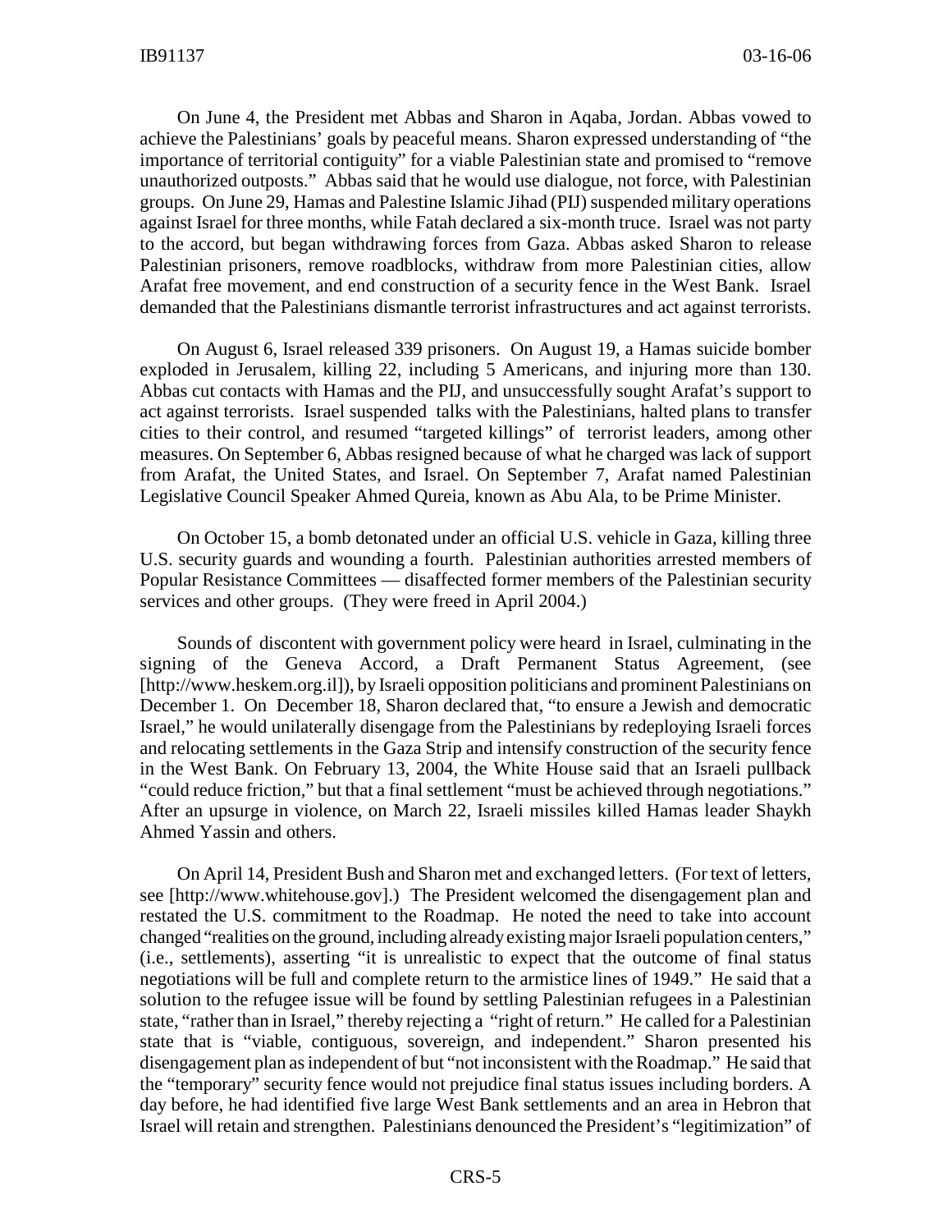On June 4, the President met Abbas and Sharon in Aqaba, Jordan. Abbas vowed to achieve the Palestinians' goals by peaceful means. Sharon expressed understanding of "the importance of territorial contiguity" for a viable Palestinian state and promised to "remove unauthorized outposts." Abbas said that he would use dialogue, not force, with Palestinian groups. On June 29, Hamas and Palestine Islamic Jihad (PIJ) suspended military operations against Israel for three months, while Fatah declared a six-month truce. Israel was not party to the accord, but began withdrawing forces from Gaza. Abbas asked Sharon to release Palestinian prisoners, remove roadblocks, withdraw from more Palestinian cities, allow Arafat free movement, and end construction of a security fence in the West Bank. Israel demanded that the Palestinians dismantle terrorist infrastructures and act against terrorists.

On August 6, Israel released 339 prisoners. On August 19, a Hamas suicide bomber exploded in Jerusalem, killing 22, including 5 Americans, and injuring more than 130. Abbas cut contacts with Hamas and the PIJ, and unsuccessfully sought Arafat's support to act against terrorists. Israel suspended talks with the Palestinians, halted plans to transfer cities to their control, and resumed "targeted killings" of terrorist leaders, among other measures. On September 6, Abbas resigned because of what he charged was lack of support from Arafat, the United States, and Israel. On September 7, Arafat named Palestinian Legislative Council Speaker Ahmed Qureia, known as Abu Ala, to be Prime Minister.

On October 15, a bomb detonated under an official U.S. vehicle in Gaza, killing three U.S. security guards and wounding a fourth. Palestinian authorities arrested members of Popular Resistance Committees — disaffected former members of the Palestinian security services and other groups. (They were freed in April 2004.)

Sounds of discontent with government policy were heard in Israel, culminating in the signing of the Geneva Accord, a Draft Permanent Status Agreement, (see [http://www.heskem.org.il]), by Israeli opposition politicians and prominent Palestinians on December 1. On December 18, Sharon declared that, "to ensure a Jewish and democratic Israel," he would unilaterally disengage from the Palestinians by redeploying Israeli forces and relocating settlements in the Gaza Strip and intensify construction of the security fence in the West Bank. On February 13, 2004, the White House said that an Israeli pullback "could reduce friction," but that a final settlement "must be achieved through negotiations." After an upsurge in violence, on March 22, Israeli missiles killed Hamas leader Shaykh Ahmed Yassin and others.

On April 14, President Bush and Sharon met and exchanged letters. (For text of letters, see [http://www.whitehouse.gov].) The President welcomed the disengagement plan and restated the U.S. commitment to the Roadmap. He noted the need to take into account changed "realities on the ground, including already existing major Israeli population centers," (i.e., settlements), asserting "it is unrealistic to expect that the outcome of final status negotiations will be full and complete return to the armistice lines of 1949." He said that a solution to the refugee issue will be found by settling Palestinian refugees in a Palestinian state, "rather than in Israel," thereby rejecting a "right of return." He called for a Palestinian state that is "viable, contiguous, sovereign, and independent." Sharon presented his disengagement plan as independent of but "not inconsistent with the Roadmap." He said that the "temporary" security fence would not prejudice final status issues including borders. A day before, he had identified five large West Bank settlements and an area in Hebron that Israel will retain and strengthen. Palestinians denounced the President's "legitimization" of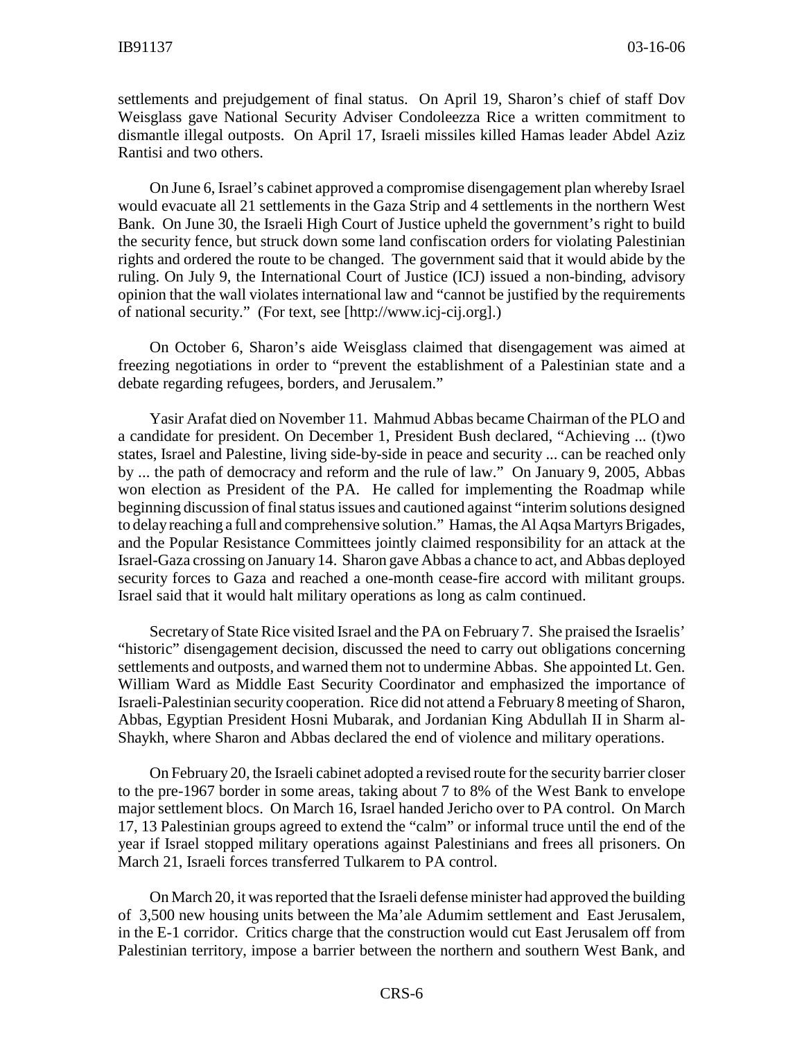settlements and prejudgement of final status. On April 19, Sharon's chief of staff Dov Weisglass gave National Security Adviser Condoleezza Rice a written commitment to dismantle illegal outposts. On April 17, Israeli missiles killed Hamas leader Abdel Aziz Rantisi and two others.

On June 6, Israel's cabinet approved a compromise disengagement plan whereby Israel would evacuate all 21 settlements in the Gaza Strip and 4 settlements in the northern West Bank. On June 30, the Israeli High Court of Justice upheld the government's right to build the security fence, but struck down some land confiscation orders for violating Palestinian rights and ordered the route to be changed. The government said that it would abide by the ruling. On July 9, the International Court of Justice (ICJ) issued a non-binding, advisory opinion that the wall violates international law and "cannot be justified by the requirements of national security." (For text, see [http://www.icj-cij.org].)

On October 6, Sharon's aide Weisglass claimed that disengagement was aimed at freezing negotiations in order to "prevent the establishment of a Palestinian state and a debate regarding refugees, borders, and Jerusalem."

Yasir Arafat died on November 11. Mahmud Abbas became Chairman of the PLO and a candidate for president. On December 1, President Bush declared, "Achieving ... (t)wo states, Israel and Palestine, living side-by-side in peace and security ... can be reached only by ... the path of democracy and reform and the rule of law." On January 9, 2005, Abbas won election as President of the PA. He called for implementing the Roadmap while beginning discussion of final status issues and cautioned against "interim solutions designed to delay reaching a full and comprehensive solution." Hamas, the Al Aqsa Martyrs Brigades, and the Popular Resistance Committees jointly claimed responsibility for an attack at the Israel-Gaza crossing on January 14. Sharon gave Abbas a chance to act, and Abbas deployed security forces to Gaza and reached a one-month cease-fire accord with militant groups. Israel said that it would halt military operations as long as calm continued.

Secretary of State Rice visited Israel and the PA on February 7. She praised the Israelis' "historic" disengagement decision, discussed the need to carry out obligations concerning settlements and outposts, and warned them not to undermine Abbas. She appointed Lt. Gen. William Ward as Middle East Security Coordinator and emphasized the importance of Israeli-Palestinian security cooperation. Rice did not attend a February 8 meeting of Sharon, Abbas, Egyptian President Hosni Mubarak, and Jordanian King Abdullah II in Sharm al-Shaykh, where Sharon and Abbas declared the end of violence and military operations.

On February 20, the Israeli cabinet adopted a revised route for the security barrier closer to the pre-1967 border in some areas, taking about 7 to 8% of the West Bank to envelope major settlement blocs. On March 16, Israel handed Jericho over to PA control. On March 17, 13 Palestinian groups agreed to extend the "calm" or informal truce until the end of the year if Israel stopped military operations against Palestinians and frees all prisoners. On March 21, Israeli forces transferred Tulkarem to PA control.

On March 20, it was reported that the Israeli defense minister had approved the building of 3,500 new housing units between the Ma'ale Adumim settlement and East Jerusalem, in the E-1 corridor. Critics charge that the construction would cut East Jerusalem off from Palestinian territory, impose a barrier between the northern and southern West Bank, and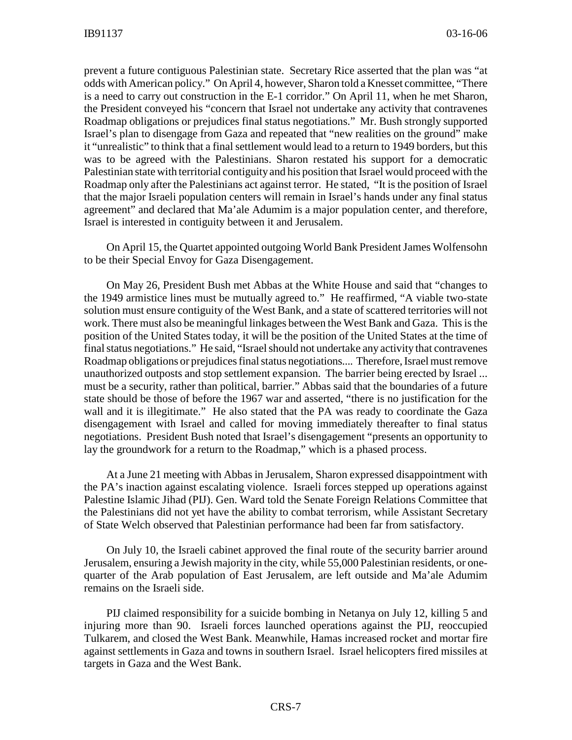prevent a future contiguous Palestinian state. Secretary Rice asserted that the plan was "at odds with American policy." On April 4, however, Sharon told a Knesset committee, "There is a need to carry out construction in the E-1 corridor." On April 11, when he met Sharon, the President conveyed his "concern that Israel not undertake any activity that contravenes Roadmap obligations or prejudices final status negotiations." Mr. Bush strongly supported Israel's plan to disengage from Gaza and repeated that "new realities on the ground" make it "unrealistic" to think that a final settlement would lead to a return to 1949 borders, but this was to be agreed with the Palestinians. Sharon restated his support for a democratic Palestinian state with territorial contiguity and his position that Israel would proceed with the Roadmap only after the Palestinians act against terror. He stated, "It is the position of Israel that the major Israeli population centers will remain in Israel's hands under any final status agreement" and declared that Ma'ale Adumim is a major population center, and therefore, Israel is interested in contiguity between it and Jerusalem.

On April 15, the Quartet appointed outgoing World Bank President James Wolfensohn to be their Special Envoy for Gaza Disengagement.

On May 26, President Bush met Abbas at the White House and said that "changes to the 1949 armistice lines must be mutually agreed to." He reaffirmed, "A viable two-state solution must ensure contiguity of the West Bank, and a state of scattered territories will not work. There must also be meaningful linkages between the West Bank and Gaza. This is the position of the United States today, it will be the position of the United States at the time of final status negotiations." He said, "Israel should not undertake any activity that contravenes Roadmap obligations or prejudices final status negotiations.... Therefore, Israel must remove unauthorized outposts and stop settlement expansion. The barrier being erected by Israel ... must be a security, rather than political, barrier." Abbas said that the boundaries of a future state should be those of before the 1967 war and asserted, "there is no justification for the wall and it is illegitimate." He also stated that the PA was ready to coordinate the Gaza disengagement with Israel and called for moving immediately thereafter to final status negotiations. President Bush noted that Israel's disengagement "presents an opportunity to lay the groundwork for a return to the Roadmap," which is a phased process.

At a June 21 meeting with Abbas in Jerusalem, Sharon expressed disappointment with the PA's inaction against escalating violence. Israeli forces stepped up operations against Palestine Islamic Jihad (PIJ). Gen. Ward told the Senate Foreign Relations Committee that the Palestinians did not yet have the ability to combat terrorism, while Assistant Secretary of State Welch observed that Palestinian performance had been far from satisfactory.

On July 10, the Israeli cabinet approved the final route of the security barrier around Jerusalem, ensuring a Jewish majority in the city, while 55,000 Palestinian residents, or one-quarter of the Arab population of East Jerusalem, are left outside and Ma'ale Adumim remains on the Israeli side.

PIJ claimed responsibility for a suicide bombing in Netanya on July 12, killing 5 and injuring more than 90. Israeli forces launched operations against the PIJ, reoccupied Tulkarem, and closed the West Bank. Meanwhile, Hamas increased rocket and mortar fire against settlements in Gaza and towns in southern Israel. Israel helicopters fired missiles at targets in Gaza and the West Bank.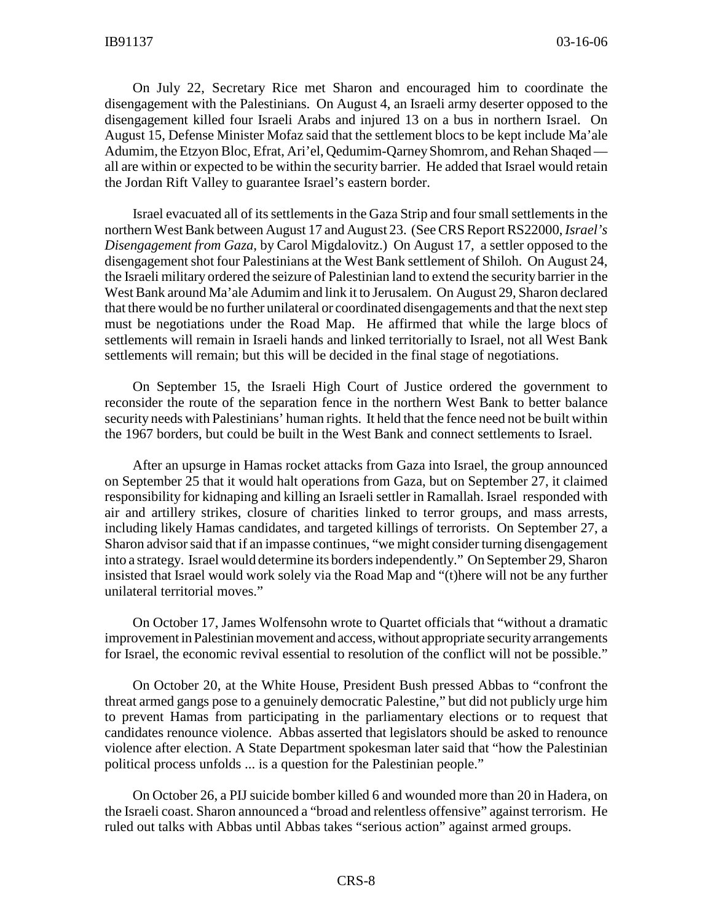On July 22, Secretary Rice met Sharon and encouraged him to coordinate the disengagement with the Palestinians. On August 4, an Israeli army deserter opposed to the disengagement killed four Israeli Arabs and injured 13 on a bus in northern Israel. On August 15, Defense Minister Mofaz said that the settlement blocs to be kept include Ma'ale Adumim, the Etzyon Bloc, Efrat, Ari'el, Qedumim-Qarney Shomrom, and Rehan Shaqed — all are within or expected to be within the security barrier. He added that Israel would retain the Jordan Rift Valley to guarantee Israel's eastern border.

Israel evacuated all of its settlements in the Gaza Strip and four small settlements in the northern West Bank between August 17 and August 23. (See CRS Report RS22000, *Israel's Disengagement from Gaza*, by Carol Migdalovitz.) On August 17, a settler opposed to the disengagement shot four Palestinians at the West Bank settlement of Shiloh. On August 24, the Israeli military ordered the seizure of Palestinian land to extend the security barrier in the West Bank around Ma'ale Adumim and link it to Jerusalem. On August 29, Sharon declared that there would be no further unilateral or coordinated disengagements and that the next step must be negotiations under the Road Map. He affirmed that while the large blocs of settlements will remain in Israeli hands and linked territorially to Israel, not all West Bank settlements will remain; but this will be decided in the final stage of negotiations.

On September 15, the Israeli High Court of Justice ordered the government to reconsider the route of the separation fence in the northern West Bank to better balance security needs with Palestinians' human rights. It held that the fence need not be built within the 1967 borders, but could be built in the West Bank and connect settlements to Israel.

After an upsurge in Hamas rocket attacks from Gaza into Israel, the group announced on September 25 that it would halt operations from Gaza, but on September 27, it claimed responsibility for kidnaping and killing an Israeli settler in Ramallah. Israel responded with air and artillery strikes, closure of charities linked to terror groups, and mass arrests, including likely Hamas candidates, and targeted killings of terrorists. On September 27, a Sharon advisor said that if an impasse continues, "we might consider turning disengagement into a strategy. Israel would determine its borders independently." On September 29, Sharon insisted that Israel would work solely via the Road Map and "(t)here will not be any further unilateral territorial moves."

On October 17, James Wolfensohn wrote to Quartet officials that "without a dramatic improvement in Palestinian movement and access, without appropriate security arrangements for Israel, the economic revival essential to resolution of the conflict will not be possible."

On October 20, at the White House, President Bush pressed Abbas to "confront the threat armed gangs pose to a genuinely democratic Palestine," but did not publicly urge him to prevent Hamas from participating in the parliamentary elections or to request that candidates renounce violence. Abbas asserted that legislators should be asked to renounce violence after election. A State Department spokesman later said that "how the Palestinian political process unfolds ... is a question for the Palestinian people."

On October 26, a PIJ suicide bomber killed 6 and wounded more than 20 in Hadera, on the Israeli coast. Sharon announced a "broad and relentless offensive" against terrorism. He ruled out talks with Abbas until Abbas takes "serious action" against armed groups.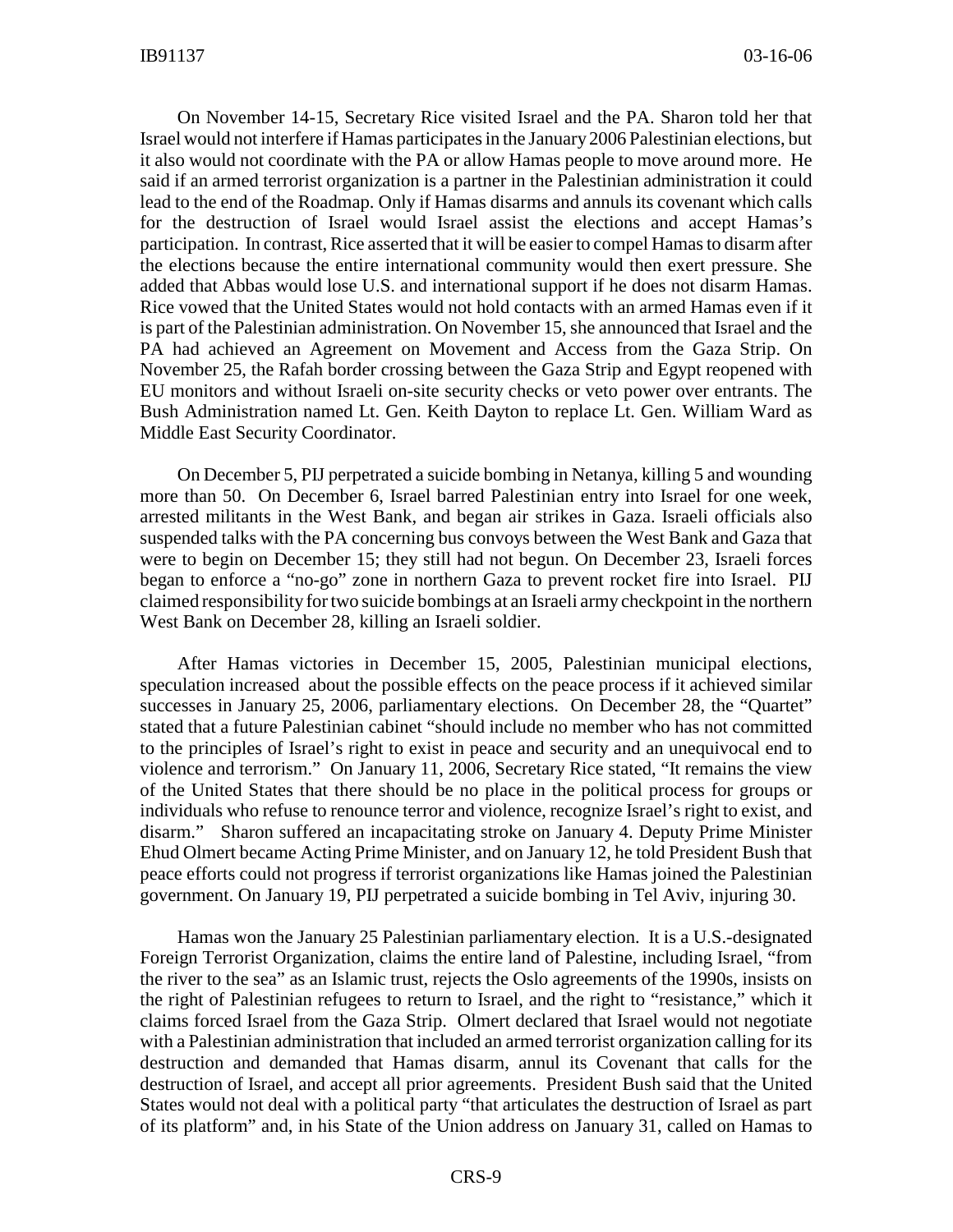On November 14-15, Secretary Rice visited Israel and the PA. Sharon told her that Israel would not interfere if Hamas participates in the January 2006 Palestinian elections, but it also would not coordinate with the PA or allow Hamas people to move around more. He said if an armed terrorist organization is a partner in the Palestinian administration it could lead to the end of the Roadmap. Only if Hamas disarms and annuls its covenant which calls for the destruction of Israel would Israel assist the elections and accept Hamas's participation. In contrast, Rice asserted that it will be easier to compel Hamas to disarm after the elections because the entire international community would then exert pressure. She added that Abbas would lose U.S. and international support if he does not disarm Hamas. Rice vowed that the United States would not hold contacts with an armed Hamas even if it is part of the Palestinian administration. On November 15, she announced that Israel and the PA had achieved an Agreement on Movement and Access from the Gaza Strip. On November 25, the Rafah border crossing between the Gaza Strip and Egypt reopened with EU monitors and without Israeli on-site security checks or veto power over entrants. The Bush Administration named Lt. Gen. Keith Dayton to replace Lt. Gen. William Ward as Middle East Security Coordinator.

On December 5, PIJ perpetrated a suicide bombing in Netanya, killing 5 and wounding more than 50. On December 6, Israel barred Palestinian entry into Israel for one week, arrested militants in the West Bank, and began air strikes in Gaza. Israeli officials also suspended talks with the PA concerning bus convoys between the West Bank and Gaza that were to begin on December 15; they still had not begun. On December 23, Israeli forces began to enforce a "no-go" zone in northern Gaza to prevent rocket fire into Israel. PIJ claimed responsibility for two suicide bombings at an Israeli army checkpoint in the northern West Bank on December 28, killing an Israeli soldier.

After Hamas victories in December 15, 2005, Palestinian municipal elections, speculation increased about the possible effects on the peace process if it achieved similar successes in January 25, 2006, parliamentary elections. On December 28, the "Quartet" stated that a future Palestinian cabinet "should include no member who has not committed to the principles of Israel's right to exist in peace and security and an unequivocal end to violence and terrorism." On January 11, 2006, Secretary Rice stated, "It remains the view of the United States that there should be no place in the political process for groups or individuals who refuse to renounce terror and violence, recognize Israel's right to exist, and disarm." Sharon suffered an incapacitating stroke on January 4. Deputy Prime Minister Ehud Olmert became Acting Prime Minister, and on January 12, he told President Bush that peace efforts could not progress if terrorist organizations like Hamas joined the Palestinian government. On January 19, PIJ perpetrated a suicide bombing in Tel Aviv, injuring 30.

Hamas won the January 25 Palestinian parliamentary election. It is a U.S.-designated Foreign Terrorist Organization, claims the entire land of Palestine, including Israel, "from the river to the sea" as an Islamic trust, rejects the Oslo agreements of the 1990s, insists on the right of Palestinian refugees to return to Israel, and the right to "resistance," which it claims forced Israel from the Gaza Strip. Olmert declared that Israel would not negotiate with a Palestinian administration that included an armed terrorist organization calling for its destruction and demanded that Hamas disarm, annul its Covenant that calls for the destruction of Israel, and accept all prior agreements. President Bush said that the United States would not deal with a political party "that articulates the destruction of Israel as part of its platform" and, in his State of the Union address on January 31, called on Hamas to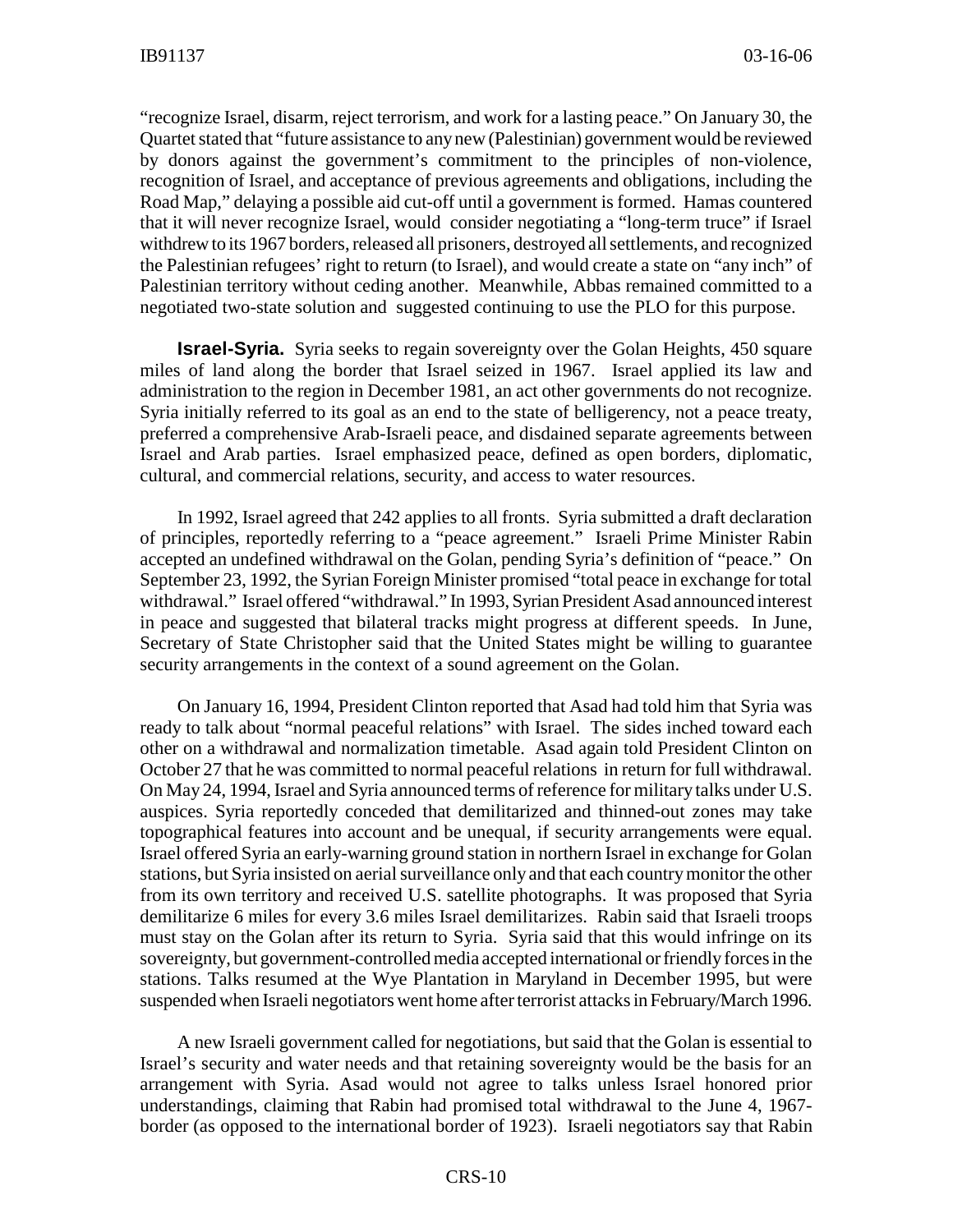"recognize Israel, disarm, reject terrorism, and work for a lasting peace." On January 30, the Quartet stated that "future assistance to any new (Palestinian) government would be reviewed by donors against the government's commitment to the principles of non-violence, recognition of Israel, and acceptance of previous agreements and obligations, including the Road Map," delaying a possible aid cut-off until a government is formed. Hamas countered that it will never recognize Israel, would consider negotiating a "long-term truce" if Israel withdrew to its 1967 borders, released all prisoners, destroyed all settlements, and recognized the Palestinian refugees' right to return (to Israel), and would create a state on "any inch" of Palestinian territory without ceding another. Meanwhile, Abbas remained committed to a negotiated two-state solution and suggested continuing to use the PLO for this purpose.

**Israel-Syria.** Syria seeks to regain sovereignty over the Golan Heights, 450 square miles of land along the border that Israel seized in 1967. Israel applied its law and administration to the region in December 1981, an act other governments do not recognize. Syria initially referred to its goal as an end to the state of belligerency, not a peace treaty, preferred a comprehensive Arab-Israeli peace, and disdained separate agreements between Israel and Arab parties. Israel emphasized peace, defined as open borders, diplomatic, cultural, and commercial relations, security, and access to water resources.

In 1992, Israel agreed that 242 applies to all fronts. Syria submitted a draft declaration of principles, reportedly referring to a "peace agreement." Israeli Prime Minister Rabin accepted an undefined withdrawal on the Golan, pending Syria's definition of "peace." On September 23, 1992, the Syrian Foreign Minister promised "total peace in exchange for total withdrawal." Israel offered "withdrawal." In 1993, Syrian President Asad announced interest in peace and suggested that bilateral tracks might progress at different speeds. In June, Secretary of State Christopher said that the United States might be willing to guarantee security arrangements in the context of a sound agreement on the Golan.

On January 16, 1994, President Clinton reported that Asad had told him that Syria was ready to talk about "normal peaceful relations" with Israel. The sides inched toward each other on a withdrawal and normalization timetable. Asad again told President Clinton on October 27 that he was committed to normal peaceful relations in return for full withdrawal. On May 24, 1994, Israel and Syria announced terms of reference for military talks under U.S. auspices. Syria reportedly conceded that demilitarized and thinned-out zones may take topographical features into account and be unequal, if security arrangements were equal. Israel offered Syria an early-warning ground station in northern Israel in exchange for Golan stations, but Syria insisted on aerial surveillance only and that each country monitor the other from its own territory and received U.S. satellite photographs. It was proposed that Syria demilitarize 6 miles for every 3.6 miles Israel demilitarizes. Rabin said that Israeli troops must stay on the Golan after its return to Syria. Syria said that this would infringe on its sovereignty, but government-controlled media accepted international or friendly forces in the stations. Talks resumed at the Wye Plantation in Maryland in December 1995, but were suspended when Israeli negotiators went home after terrorist attacks in February/March 1996.

A new Israeli government called for negotiations, but said that the Golan is essential to Israel's security and water needs and that retaining sovereignty would be the basis for an arrangement with Syria. Asad would not agree to talks unless Israel honored prior understandings, claiming that Rabin had promised total withdrawal to the June 4, 1967-border (as opposed to the international border of 1923). Israeli negotiators say that Rabin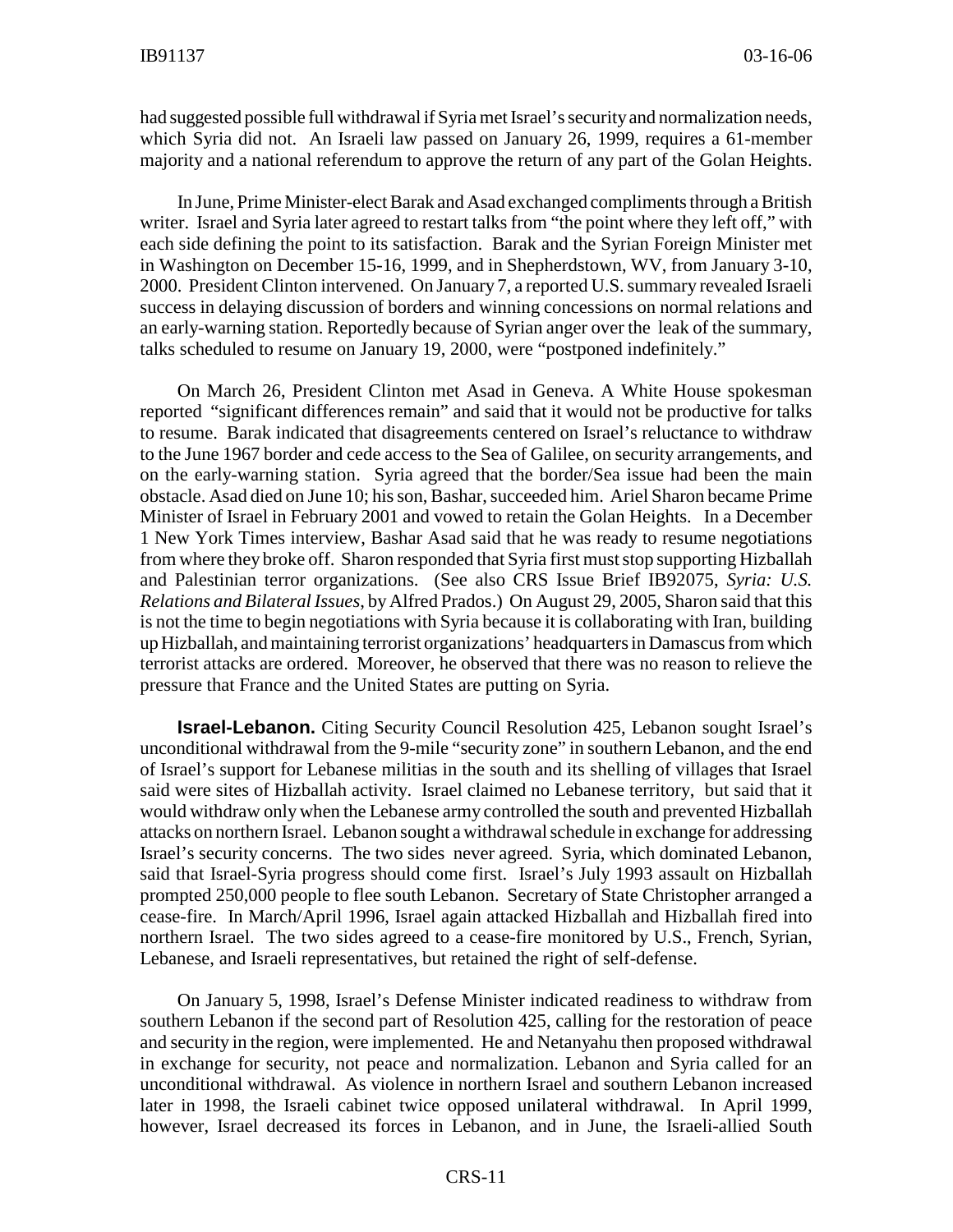had suggested possible full withdrawal if Syria met Israel's security and normalization needs, which Syria did not. An Israeli law passed on January 26, 1999, requires a 61-member majority and a national referendum to approve the return of any part of the Golan Heights.

In June, Prime Minister-elect Barak and Asad exchanged compliments through a British writer. Israel and Syria later agreed to restart talks from "the point where they left off," with each side defining the point to its satisfaction. Barak and the Syrian Foreign Minister met in Washington on December 15-16, 1999, and in Shepherdstown, WV, from January 3-10, 2000. President Clinton intervened. On January 7, a reported U.S. summary revealed Israeli success in delaying discussion of borders and winning concessions on normal relations and an early-warning station. Reportedly because of Syrian anger over the leak of the summary, talks scheduled to resume on January 19, 2000, were "postponed indefinitely."

On March 26, President Clinton met Asad in Geneva. A White House spokesman reported "significant differences remain" and said that it would not be productive for talks to resume. Barak indicated that disagreements centered on Israel's reluctance to withdraw to the June 1967 border and cede access to the Sea of Galilee, on security arrangements, and on the early-warning station. Syria agreed that the border/Sea issue had been the main obstacle. Asad died on June 10; his son, Bashar, succeeded him. Ariel Sharon became Prime Minister of Israel in February 2001 and vowed to retain the Golan Heights. In a December 1 New York Times interview, Bashar Asad said that he was ready to resume negotiations from where they broke off. Sharon responded that Syria first must stop supporting Hizballah and Palestinian terror organizations. (See also CRS Issue Brief IB92075, *Syria: U.S. Relations and Bilateral Issues*, by Alfred Prados.) On August 29, 2005, Sharon said that this is not the time to begin negotiations with Syria because it is collaborating with Iran, building up Hizballah, and maintaining terrorist organizations' headquarters in Damascus from which terrorist attacks are ordered. Moreover, he observed that there was no reason to relieve the pressure that France and the United States are putting on Syria.

**Israel-Lebanon.** Citing Security Council Resolution 425, Lebanon sought Israel's unconditional withdrawal from the 9-mile "security zone" in southern Lebanon, and the end of Israel's support for Lebanese militias in the south and its shelling of villages that Israel said were sites of Hizballah activity. Israel claimed no Lebanese territory, but said that it would withdraw only when the Lebanese army controlled the south and prevented Hizballah attacks on northern Israel. Lebanon sought a withdrawal schedule in exchange for addressing Israel's security concerns. The two sides never agreed. Syria, which dominated Lebanon, said that Israel-Syria progress should come first. Israel's July 1993 assault on Hizballah prompted 250,000 people to flee south Lebanon. Secretary of State Christopher arranged a cease-fire. In March/April 1996, Israel again attacked Hizballah and Hizballah fired into northern Israel. The two sides agreed to a cease-fire monitored by U.S., French, Syrian, Lebanese, and Israeli representatives, but retained the right of self-defense.

On January 5, 1998, Israel's Defense Minister indicated readiness to withdraw from southern Lebanon if the second part of Resolution 425, calling for the restoration of peace and security in the region, were implemented. He and Netanyahu then proposed withdrawal in exchange for security, not peace and normalization. Lebanon and Syria called for an unconditional withdrawal. As violence in northern Israel and southern Lebanon increased later in 1998, the Israeli cabinet twice opposed unilateral withdrawal. In April 1999, however, Israel decreased its forces in Lebanon, and in June, the Israeli-allied South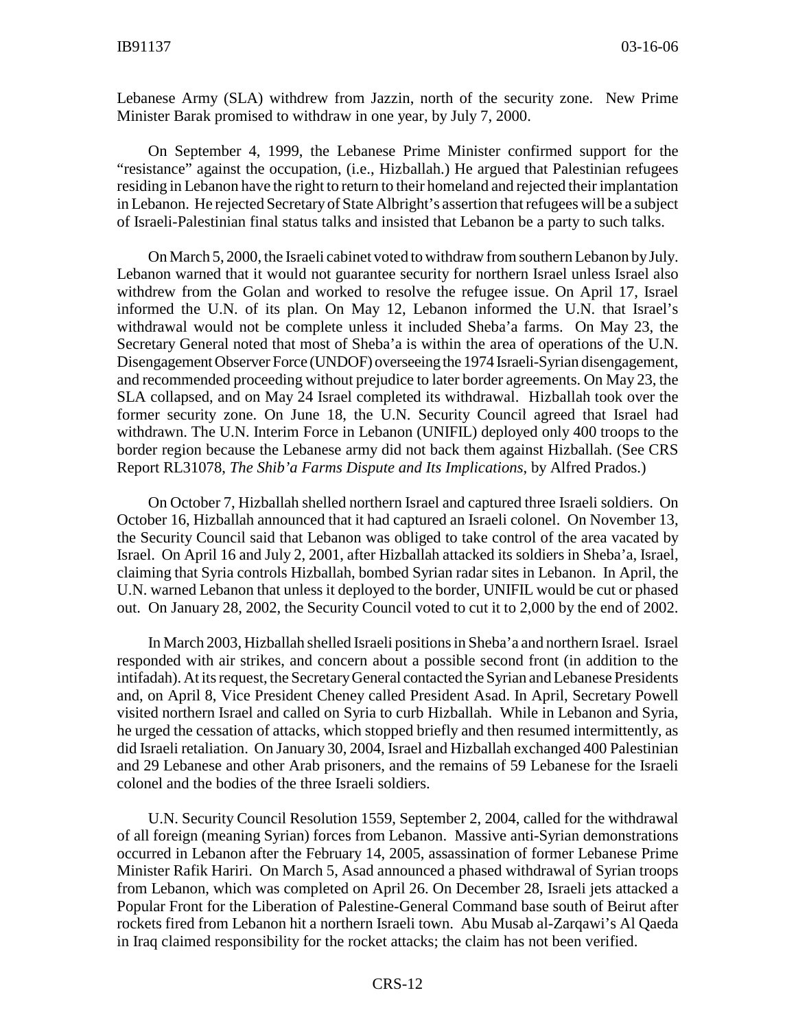Lebanese Army (SLA) withdrew from Jazzin, north of the security zone. New Prime Minister Barak promised to withdraw in one year, by July 7, 2000.

On September 4, 1999, the Lebanese Prime Minister confirmed support for the "resistance" against the occupation, (i.e., Hizballah.) He argued that Palestinian refugees residing in Lebanon have the right to return to their homeland and rejected their implantation in Lebanon. He rejected Secretary of State Albright's assertion that refugees will be a subject of Israeli-Palestinian final status talks and insisted that Lebanon be a party to such talks.

On March 5, 2000, the Israeli cabinet voted to withdraw from southern Lebanon by July. Lebanon warned that it would not guarantee security for northern Israel unless Israel also withdrew from the Golan and worked to resolve the refugee issue. On April 17, Israel informed the U.N. of its plan. On May 12, Lebanon informed the U.N. that Israel's withdrawal would not be complete unless it included Sheba'a farms. On May 23, the Secretary General noted that most of Sheba'a is within the area of operations of the U.N. Disengagement Observer Force (UNDOF) overseeing the 1974 Israeli-Syrian disengagement, and recommended proceeding without prejudice to later border agreements. On May 23, the SLA collapsed, and on May 24 Israel completed its withdrawal. Hizballah took over the former security zone. On June 18, the U.N. Security Council agreed that Israel had withdrawn. The U.N. Interim Force in Lebanon (UNIFIL) deployed only 400 troops to the border region because the Lebanese army did not back them against Hizballah. (See CRS Report RL31078, *The Shib'a Farms Dispute and Its Implications*, by Alfred Prados.)

On October 7, Hizballah shelled northern Israel and captured three Israeli soldiers. On October 16, Hizballah announced that it had captured an Israeli colonel. On November 13, the Security Council said that Lebanon was obliged to take control of the area vacated by Israel. On April 16 and July 2, 2001, after Hizballah attacked its soldiers in Sheba'a, Israel, claiming that Syria controls Hizballah, bombed Syrian radar sites in Lebanon. In April, the U.N. warned Lebanon that unless it deployed to the border, UNIFIL would be cut or phased out. On January 28, 2002, the Security Council voted to cut it to 2,000 by the end of 2002.

In March 2003, Hizballah shelled Israeli positions in Sheba'a and northern Israel. Israel responded with air strikes, and concern about a possible second front (in addition to the intifadah). At its request, the Secretary General contacted the Syrian and Lebanese Presidents and, on April 8, Vice President Cheney called President Asad. In April, Secretary Powell visited northern Israel and called on Syria to curb Hizballah. While in Lebanon and Syria, he urged the cessation of attacks, which stopped briefly and then resumed intermittently, as did Israeli retaliation. On January 30, 2004, Israel and Hizballah exchanged 400 Palestinian and 29 Lebanese and other Arab prisoners, and the remains of 59 Lebanese for the Israeli colonel and the bodies of the three Israeli soldiers.

U.N. Security Council Resolution 1559, September 2, 2004, called for the withdrawal of all foreign (meaning Syrian) forces from Lebanon. Massive anti-Syrian demonstrations occurred in Lebanon after the February 14, 2005, assassination of former Lebanese Prime Minister Rafik Hariri. On March 5, Asad announced a phased withdrawal of Syrian troops from Lebanon, which was completed on April 26. On December 28, Israeli jets attacked a Popular Front for the Liberation of Palestine-General Command base south of Beirut after rockets fired from Lebanon hit a northern Israeli town. Abu Musab al-Zarqawi's Al Qaeda in Iraq claimed responsibility for the rocket attacks; the claim has not been verified.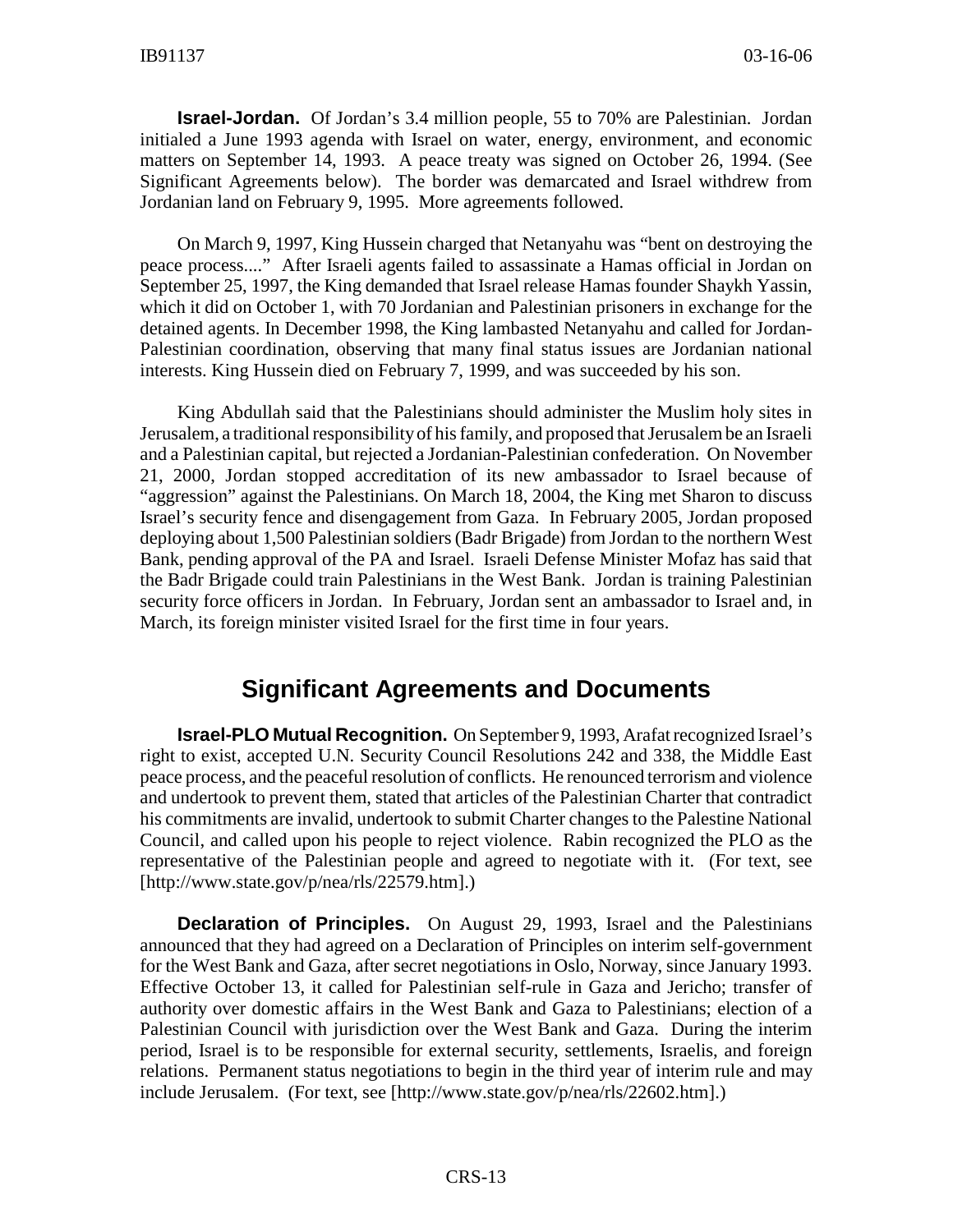**Israel-Jordan.** Of Jordan's 3.4 million people, 55 to 70% are Palestinian. Jordan initialed a June 1993 agenda with Israel on water, energy, environment, and economic matters on September 14, 1993. A peace treaty was signed on October 26, 1994. (See Significant Agreements below). The border was demarcated and Israel withdrew from Jordanian land on February 9, 1995. More agreements followed.

On March 9, 1997, King Hussein charged that Netanyahu was "bent on destroying the peace process...." After Israeli agents failed to assassinate a Hamas official in Jordan on September 25, 1997, the King demanded that Israel release Hamas founder Shaykh Yassin, which it did on October 1, with 70 Jordanian and Palestinian prisoners in exchange for the detained agents. In December 1998, the King lambasted Netanyahu and called for Jordan-Palestinian coordination, observing that many final status issues are Jordanian national interests. King Hussein died on February 7, 1999, and was succeeded by his son.

King Abdullah said that the Palestinians should administer the Muslim holy sites in Jerusalem, a traditional responsibility of his family, and proposed that Jerusalem be an Israeli and a Palestinian capital, but rejected a Jordanian-Palestinian confederation. On November 21, 2000, Jordan stopped accreditation of its new ambassador to Israel because of "aggression" against the Palestinians. On March 18, 2004, the King met Sharon to discuss Israel's security fence and disengagement from Gaza. In February 2005, Jordan proposed deploying about 1,500 Palestinian soldiers (Badr Brigade) from Jordan to the northern West Bank, pending approval of the PA and Israel. Israeli Defense Minister Mofaz has said that the Badr Brigade could train Palestinians in the West Bank. Jordan is training Palestinian security force officers in Jordan. In February, Jordan sent an ambassador to Israel and, in March, its foreign minister visited Israel for the first time in four years.

## Significant Agreements and Documents

**Israel-PLO Mutual Recognition.** On September 9, 1993, Arafat recognized Israel's right to exist, accepted U.N. Security Council Resolutions 242 and 338, the Middle East peace process, and the peaceful resolution of conflicts. He renounced terrorism and violence and undertook to prevent them, stated that articles of the Palestinian Charter that contradict his commitments are invalid, undertook to submit Charter changes to the Palestine National Council, and called upon his people to reject violence. Rabin recognized the PLO as the representative of the Palestinian people and agreed to negotiate with it. (For text, see [http://www.state.gov/p/nea/rls/22579.htm].)

**Declaration of Principles.** On August 29, 1993, Israel and the Palestinians announced that they had agreed on a Declaration of Principles on interim self-government for the West Bank and Gaza, after secret negotiations in Oslo, Norway, since January 1993. Effective October 13, it called for Palestinian self-rule in Gaza and Jericho; transfer of authority over domestic affairs in the West Bank and Gaza to Palestinians; election of a Palestinian Council with jurisdiction over the West Bank and Gaza. During the interim period, Israel is to be responsible for external security, settlements, Israelis, and foreign relations. Permanent status negotiations to begin in the third year of interim rule and may include Jerusalem. (For text, see [http://www.state.gov/p/nea/rls/22602.htm].)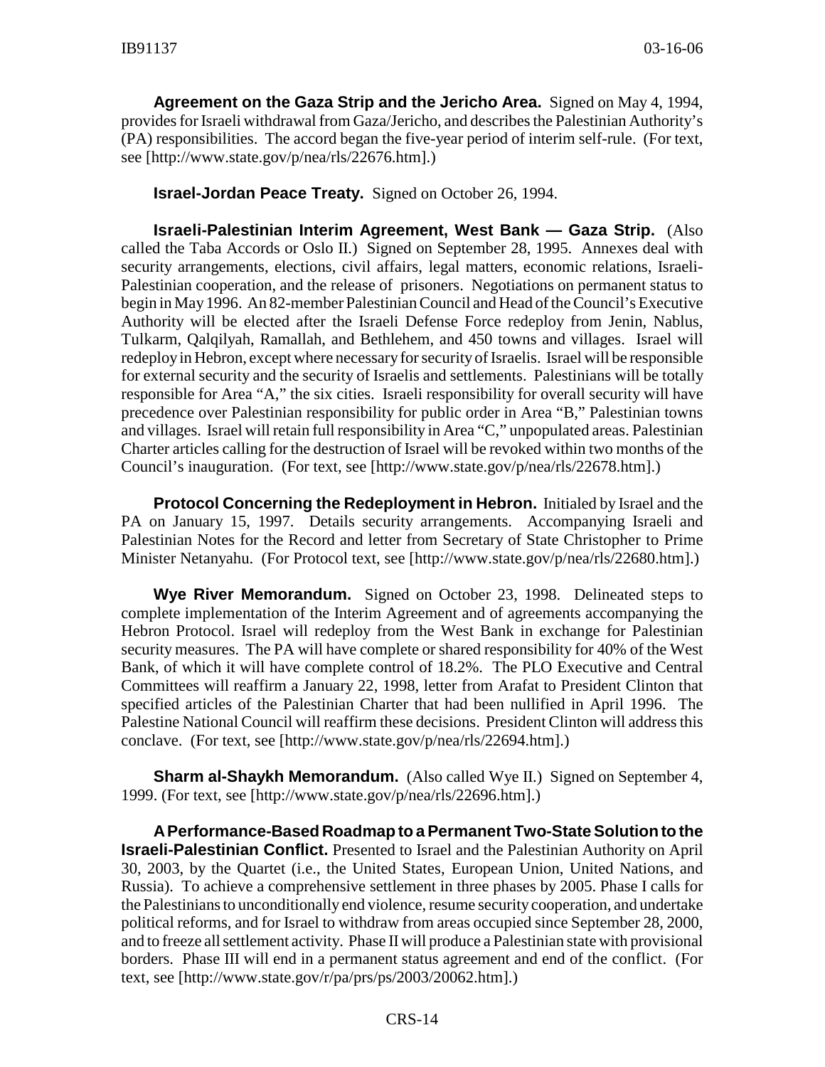**Agreement on the Gaza Strip and the Jericho Area.** Signed on May 4, 1994, provides for Israeli withdrawal from Gaza/Jericho, and describes the Palestinian Authority's (PA) responsibilities. The accord began the five-year period of interim self-rule. (For text, see [http://www.state.gov/p/nea/rls/22676.htm].)

**Israel-Jordan Peace Treaty.** Signed on October 26, 1994.

**Israeli-Palestinian Interim Agreement, West Bank — Gaza Strip.** (Also called the Taba Accords or Oslo II.) Signed on September 28, 1995. Annexes deal with security arrangements, elections, civil affairs, legal matters, economic relations, Israeli-Palestinian cooperation, and the release of prisoners. Negotiations on permanent status to begin in May 1996. An 82-member Palestinian Council and Head of the Council's Executive Authority will be elected after the Israeli Defense Force redeploy from Jenin, Nablus, Tulkarm, Qalqilyah, Ramallah, and Bethlehem, and 450 towns and villages. Israel will redeploy in Hebron, except where necessary for security of Israelis. Israel will be responsible for external security and the security of Israelis and settlements. Palestinians will be totally responsible for Area "A," the six cities. Israeli responsibility for overall security will have precedence over Palestinian responsibility for public order in Area "B," Palestinian towns and villages. Israel will retain full responsibility in Area "C," unpopulated areas. Palestinian Charter articles calling for the destruction of Israel will be revoked within two months of the Council's inauguration. (For text, see [http://www.state.gov/p/nea/rls/22678.htm].)

**Protocol Concerning the Redeployment in Hebron.** Initialed by Israel and the PA on January 15, 1997. Details security arrangements. Accompanying Israeli and Palestinian Notes for the Record and letter from Secretary of State Christopher to Prime Minister Netanyahu. (For Protocol text, see [http://www.state.gov/p/nea/rls/22680.htm].)

**Wye River Memorandum.** Signed on October 23, 1998. Delineated steps to complete implementation of the Interim Agreement and of agreements accompanying the Hebron Protocol. Israel will redeploy from the West Bank in exchange for Palestinian security measures. The PA will have complete or shared responsibility for 40% of the West Bank, of which it will have complete control of 18.2%. The PLO Executive and Central Committees will reaffirm a January 22, 1998, letter from Arafat to President Clinton that specified articles of the Palestinian Charter that had been nullified in April 1996. The Palestine National Council will reaffirm these decisions. President Clinton will address this conclave. (For text, see [http://www.state.gov/p/nea/rls/22694.htm].)

**Sharm al-Shaykh Memorandum.** (Also called Wye II.) Signed on September 4, 1999. (For text, see [http://www.state.gov/p/nea/rls/22696.htm].)

**A Performance-Based Roadmap to a Permanent Two-State Solution to the Israeli-Palestinian Conflict.** Presented to Israel and the Palestinian Authority on April 30, 2003, by the Quartet (i.e., the United States, European Union, United Nations, and Russia). To achieve a comprehensive settlement in three phases by 2005. Phase I calls for the Palestinians to unconditionally end violence, resume security cooperation, and undertake political reforms, and for Israel to withdraw from areas occupied since September 28, 2000, and to freeze all settlement activity. Phase II will produce a Palestinian state with provisional borders. Phase III will end in a permanent status agreement and end of the conflict. (For text, see [http://www.state.gov/r/pa/prs/ps/2003/20062.htm].)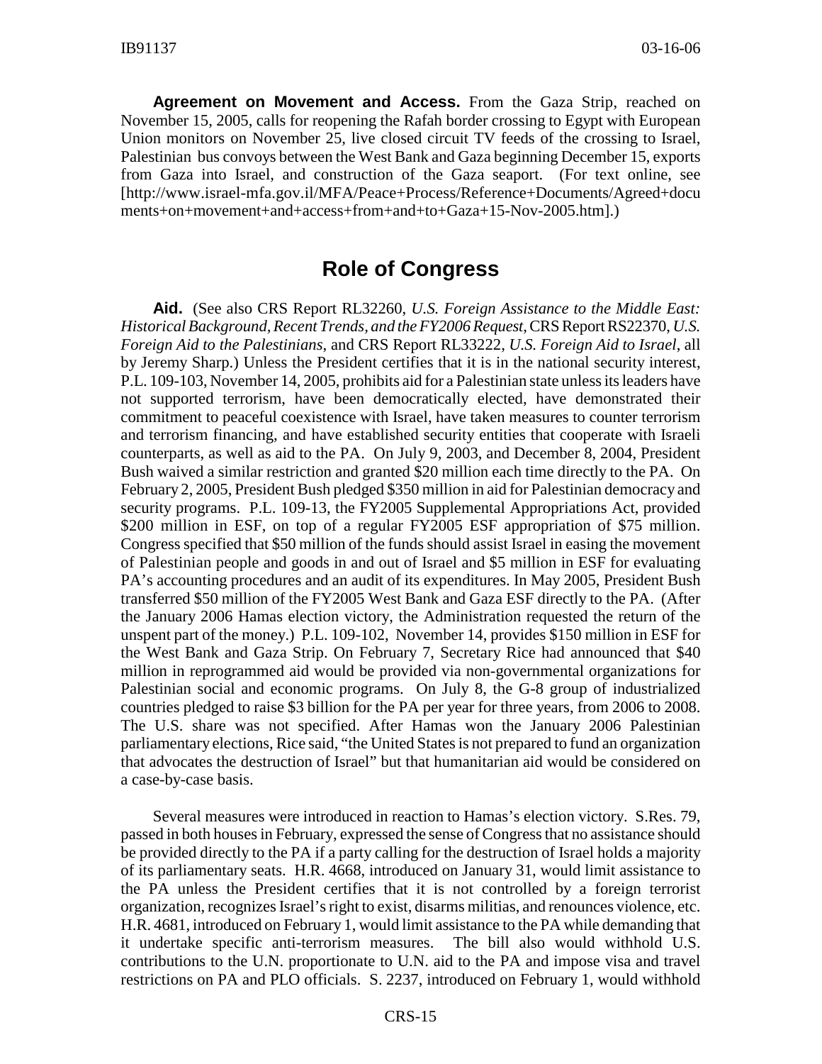**Agreement on Movement and Access.** From the Gaza Strip, reached on November 15, 2005, calls for reopening the Rafah border crossing to Egypt with European Union monitors on November 25, live closed circuit TV feeds of the crossing to Israel, Palestinian bus convoys between the West Bank and Gaza beginning December 15, exports from Gaza into Israel, and construction of the Gaza seaport. (For text online, see [http://www.israel-mfa.gov.il/MFA/Peace+Process/Reference+Documents/Agreed+documents+on+movement+and+access+from+and+to+Gaza+15-Nov-2005.htm].)

## Role of Congress

**Aid.** (See also CRS Report RL32260, *U.S. Foreign Assistance to the Middle East: Historical Background, Recent Trends, and the FY2006 Request*, CRS Report RS22370, *U.S. Foreign Aid to the Palestinians*, and CRS Report RL33222, *U.S. Foreign Aid to Israel*, all by Jeremy Sharp.) Unless the President certifies that it is in the national security interest, P.L. 109-103, November 14, 2005, prohibits aid for a Palestinian state unless its leaders have not supported terrorism, have been democratically elected, have demonstrated their commitment to peaceful coexistence with Israel, have taken measures to counter terrorism and terrorism financing, and have established security entities that cooperate with Israeli counterparts, as well as aid to the PA. On July 9, 2003, and December 8, 2004, President Bush waived a similar restriction and granted $20 million each time directly to the PA. On February 2, 2005, President Bush pledged $350 million in aid for Palestinian democracy and security programs. P.L. 109-13, the FY2005 Supplemental Appropriations Act, provided $200 million in ESF, on top of a regular FY2005 ESF appropriation of $75 million. Congress specified that $50 million of the funds should assist Israel in easing the movement of Palestinian people and goods in and out of Israel and $5 million in ESF for evaluating PA's accounting procedures and an audit of its expenditures. In May 2005, President Bush transferred $50 million of the FY2005 West Bank and Gaza ESF directly to the PA. (After the January 2006 Hamas election victory, the Administration requested the return of the unspent part of the money.) P.L. 109-102, November 14, provides $150 million in ESF for the West Bank and Gaza Strip. On February 7, Secretary Rice had announced that $40 million in reprogrammed aid would be provided via non-governmental organizations for Palestinian social and economic programs. On July 8, the G-8 group of industrialized countries pledged to raise $3 billion for the PA per year for three years, from 2006 to 2008. The U.S. share was not specified. After Hamas won the January 2006 Palestinian parliamentary elections, Rice said, "the United States is not prepared to fund an organization that advocates the destruction of Israel" but that humanitarian aid would be considered on a case-by-case basis.

Several measures were introduced in reaction to Hamas's election victory. S.Res. 79, passed in both houses in February, expressed the sense of Congress that no assistance should be provided directly to the PA if a party calling for the destruction of Israel holds a majority of its parliamentary seats. H.R. 4668, introduced on January 31, would limit assistance to the PA unless the President certifies that it is not controlled by a foreign terrorist organization, recognizes Israel's right to exist, disarms militias, and renounces violence, etc. H.R. 4681, introduced on February 1, would limit assistance to the PA while demanding that it undertake specific anti-terrorism measures. The bill also would withhold U.S. contributions to the U.N. proportionate to U.N. aid to the PA and impose visa and travel restrictions on PA and PLO officials. S. 2237, introduced on February 1, would withhold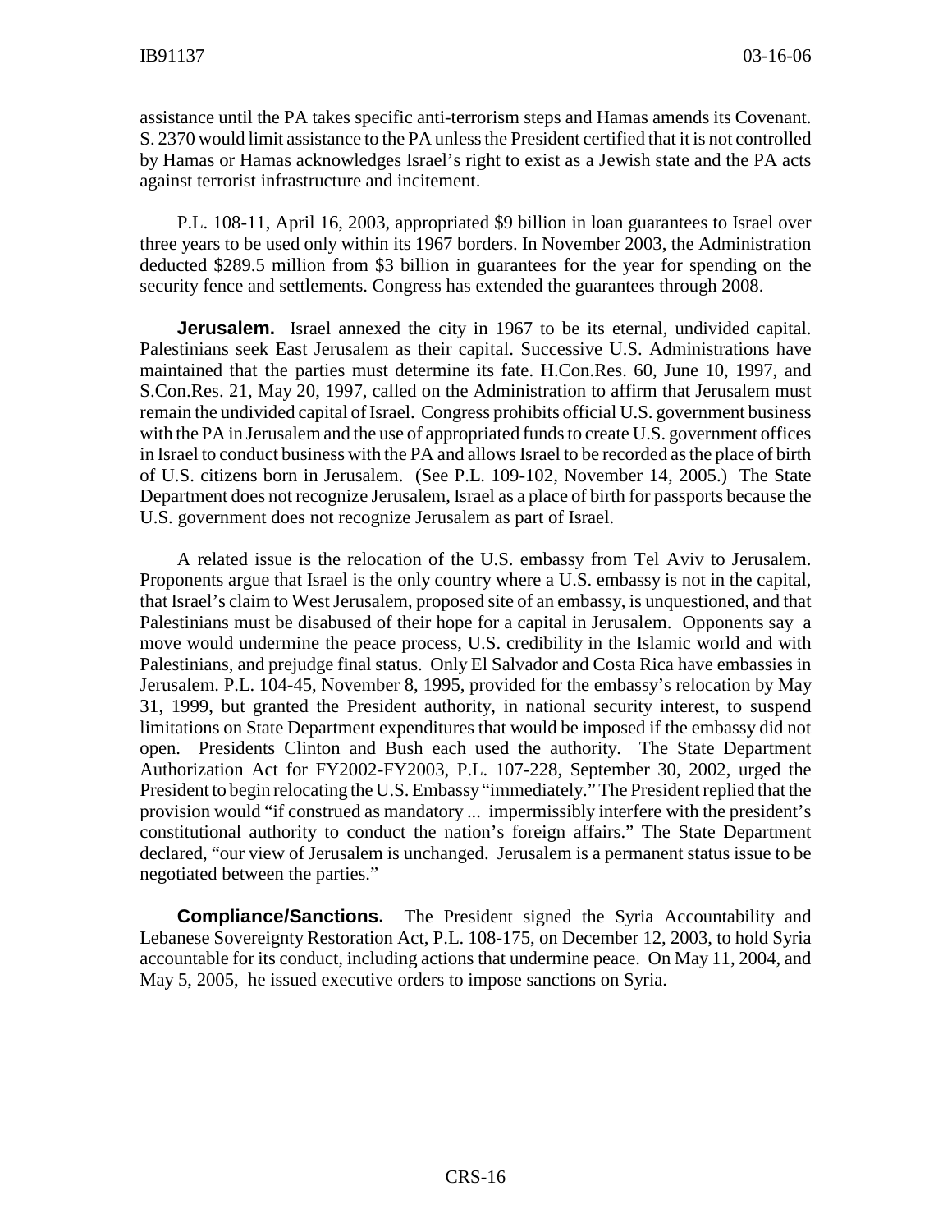assistance until the PA takes specific anti-terrorism steps and Hamas amends its Covenant. S. 2370 would limit assistance to the PA unless the President certified that it is not controlled by Hamas or Hamas acknowledges Israel's right to exist as a Jewish state and the PA acts against terrorist infrastructure and incitement.

P.L. 108-11, April 16, 2003, appropriated $9 billion in loan guarantees to Israel over three years to be used only within its 1967 borders. In November 2003, the Administration deducted $289.5 million from $3 billion in guarantees for the year for spending on the security fence and settlements. Congress has extended the guarantees through 2008.

**Jerusalem.** Israel annexed the city in 1967 to be its eternal, undivided capital. Palestinians seek East Jerusalem as their capital. Successive U.S. Administrations have maintained that the parties must determine its fate. H.Con.Res. 60, June 10, 1997, and S.Con.Res. 21, May 20, 1997, called on the Administration to affirm that Jerusalem must remain the undivided capital of Israel. Congress prohibits official U.S. government business with the PA in Jerusalem and the use of appropriated funds to create U.S. government offices in Israel to conduct business with the PA and allows Israel to be recorded as the place of birth of U.S. citizens born in Jerusalem. (See P.L. 109-102, November 14, 2005.) The State Department does not recognize Jerusalem, Israel as a place of birth for passports because the U.S. government does not recognize Jerusalem as part of Israel.

A related issue is the relocation of the U.S. embassy from Tel Aviv to Jerusalem. Proponents argue that Israel is the only country where a U.S. embassy is not in the capital, that Israel's claim to West Jerusalem, proposed site of an embassy, is unquestioned, and that Palestinians must be disabused of their hope for a capital in Jerusalem. Opponents say a move would undermine the peace process, U.S. credibility in the Islamic world and with Palestinians, and prejudge final status. Only El Salvador and Costa Rica have embassies in Jerusalem. P.L. 104-45, November 8, 1995, provided for the embassy's relocation by May 31, 1999, but granted the President authority, in national security interest, to suspend limitations on State Department expenditures that would be imposed if the embassy did not open. Presidents Clinton and Bush each used the authority. The State Department Authorization Act for FY2002-FY2003, P.L. 107-228, September 30, 2002, urged the President to begin relocating the U.S. Embassy "immediately." The President replied that the provision would "if construed as mandatory ... impermissibly interfere with the president's constitutional authority to conduct the nation's foreign affairs." The State Department declared, "our view of Jerusalem is unchanged. Jerusalem is a permanent status issue to be negotiated between the parties."

**Compliance/Sanctions.** The President signed the Syria Accountability and Lebanese Sovereignty Restoration Act, P.L. 108-175, on December 12, 2003, to hold Syria accountable for its conduct, including actions that undermine peace. On May 11, 2004, and May 5, 2005, he issued executive orders to impose sanctions on Syria.